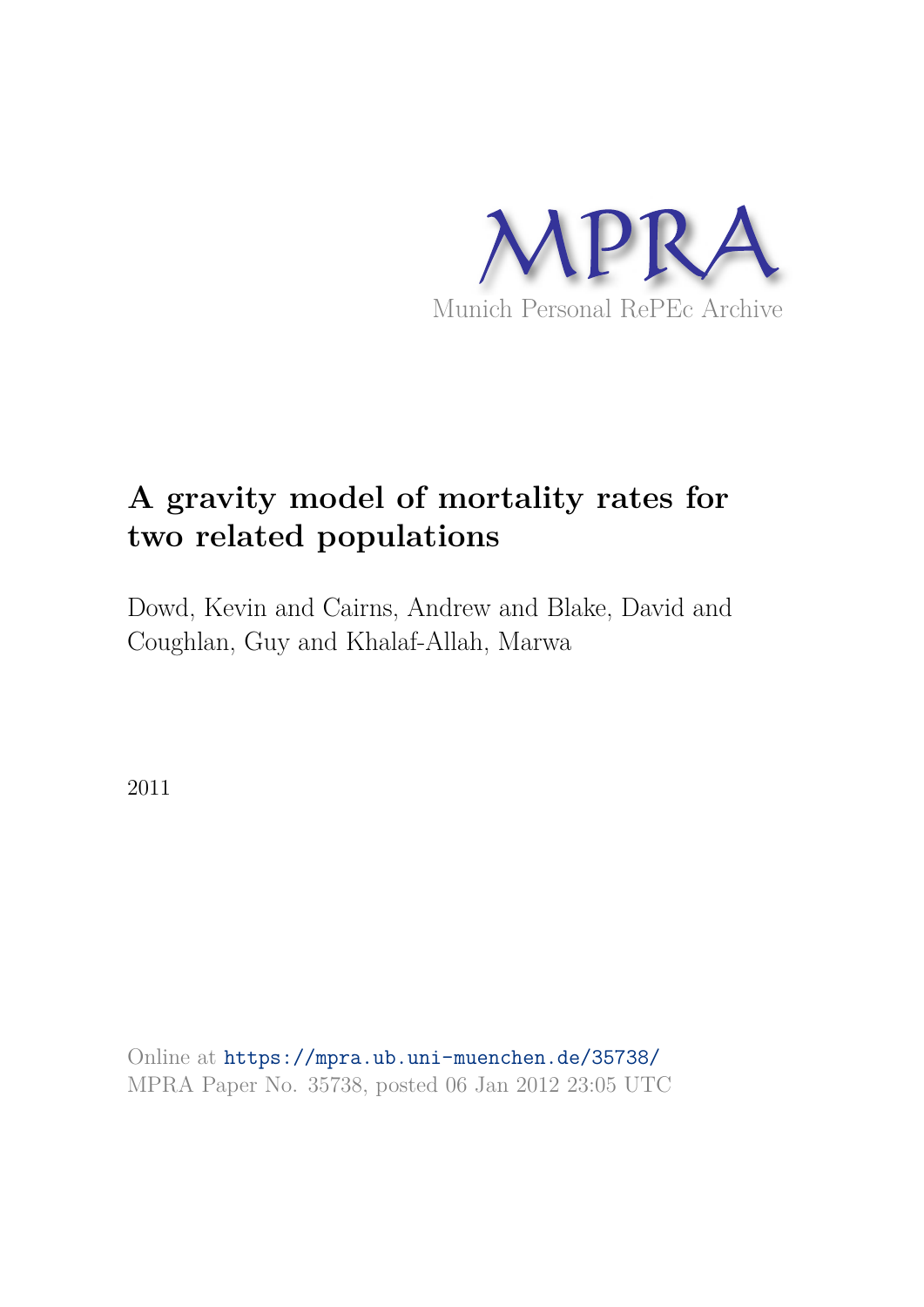MPRA

Munich Personal RePEc Archive

# A gravity model of mortality rates for two related populations

Dowd, Kevin and Cairns, Andrew and Blake, David and Coughlan, Guy and Khalaf-Allah, Marwa

2011

Online at https://mpra.ub.uni-muenchen.de/35738/
MPRA Paper No. 35738, posted 06 Jan 2012 23:05 UTC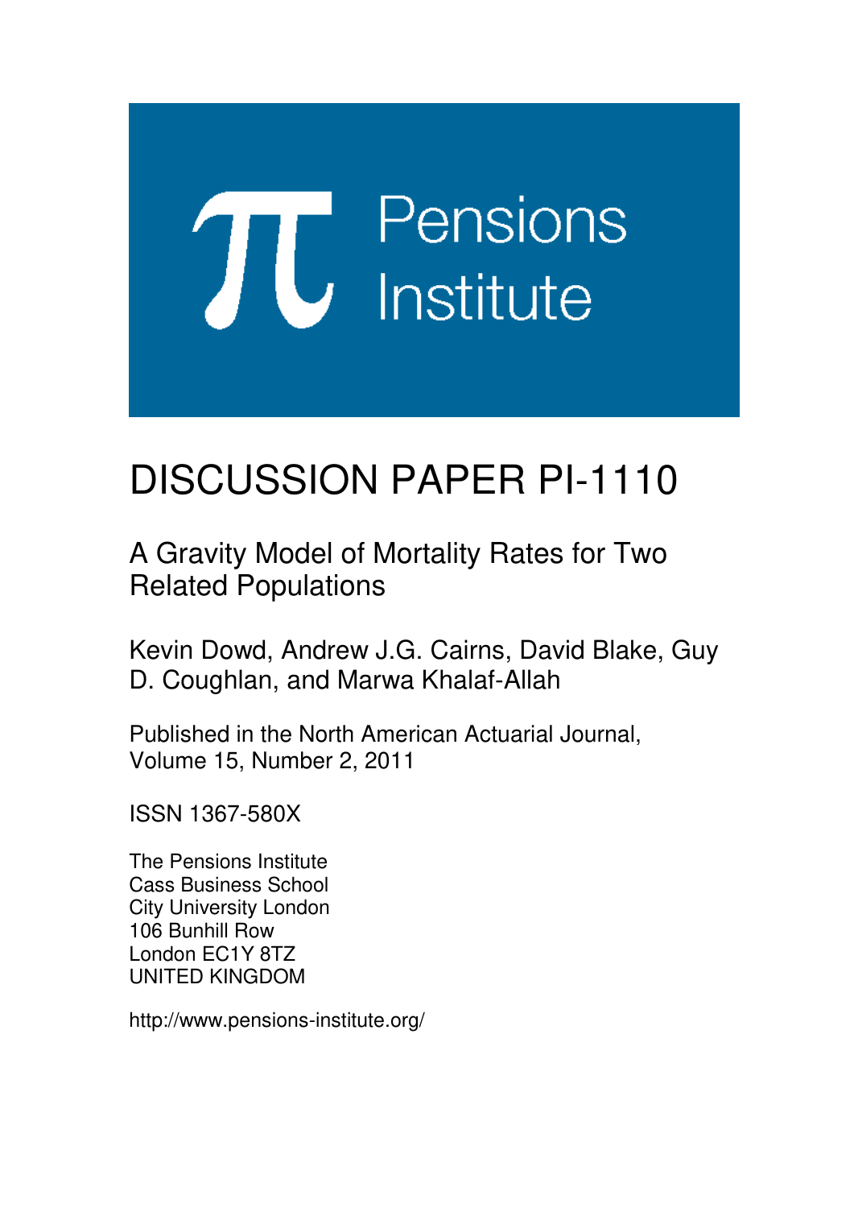# DISCUSSION PAPER PI-1110

A Gravity Model of Mortality Rates for Two Related Populations

Kevin Dowd, Andrew J.G. Cairns, David Blake, Guy D. Coughlan, and Marwa Khalaf-Allah

Published in the North American Actuarial Journal, Volume 15, Number 2, 2011

ISSN 1367-580X

The Pensions Institute
Cass Business School
City University London
106 Bunhill Row
London EC1Y 8TZ
UNITED KINGDOM

http://www.pensions-institute.org/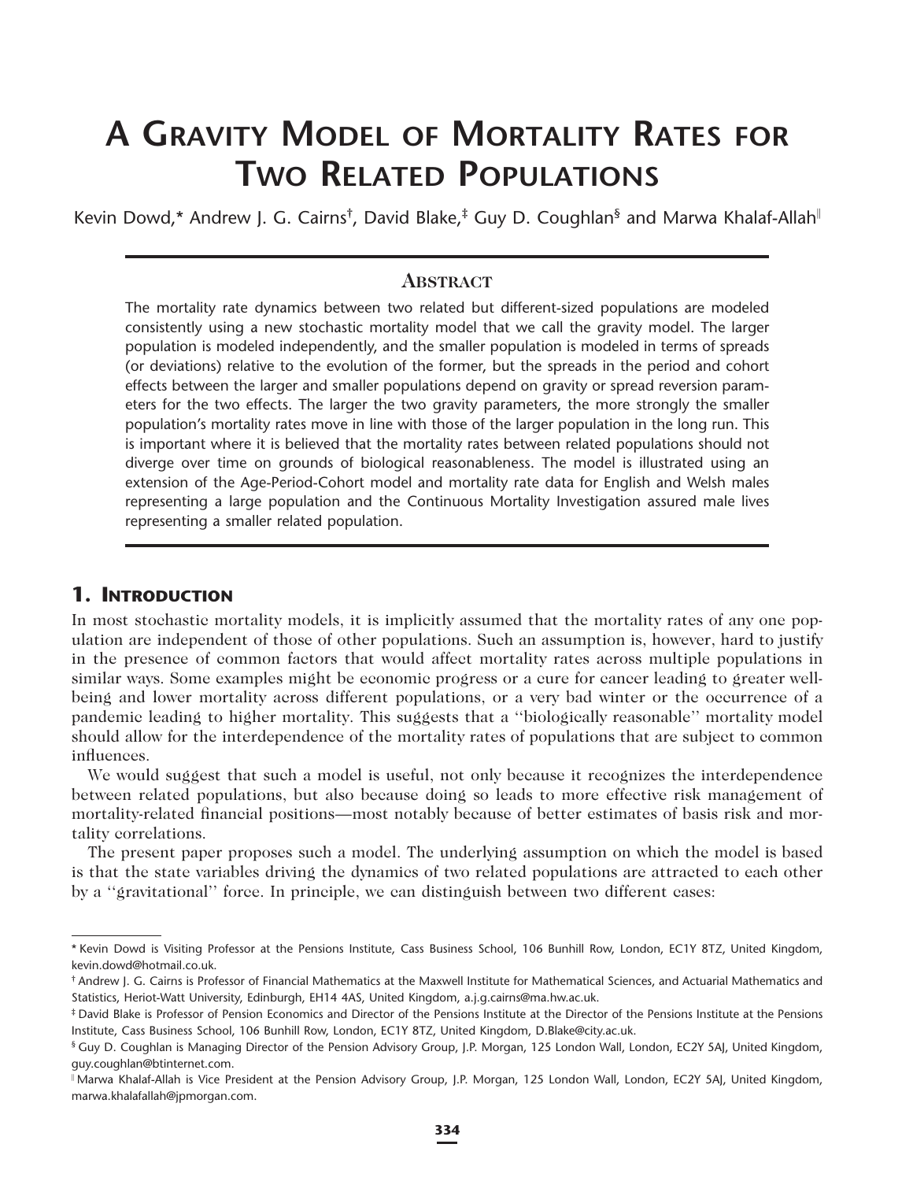// A GRAVITY MODEL OF MORTALITY RATES FOR TWO RELATED POPULATIONS

Kevin Dowd,* Andrew J. G. Cairns†, David Blake,‡ Guy D. Coughlan§ and Marwa Khalaf-Allah‖

## ABSTRACT

The mortality rate dynamics between two related but different-sized populations are modeled consistently using a new stochastic mortality model that we call the gravity model. The larger population is modeled independently, and the smaller population is modeled in terms of spreads (or deviations) relative to the evolution of the former, but the spreads in the period and cohort effects between the larger and smaller populations depend on gravity or spread reversion parameters for the two effects. The larger the two gravity parameters, the more strongly the smaller population's mortality rates move in line with those of the larger population in the long run. This is important where it is believed that the mortality rates between related populations should not diverge over time on grounds of biological reasonableness. The model is illustrated using an extension of the Age-Period-Cohort model and mortality rate data for English and Welsh males representing a large population and the Continuous Mortality Investigation assured male lives representing a smaller related population.

## 1. INTRODUCTION

In most stochastic mortality models, it is implicitly assumed that the mortality rates of any one population are independent of those of other populations. Such an assumption is, however, hard to justify in the presence of common factors that would affect mortality rates across multiple populations in similar ways. Some examples might be economic progress or a cure for cancer leading to greater well-being and lower mortality across different populations, or a very bad winter or the occurrence of a pandemic leading to higher mortality. This suggests that a "biologically reasonable" mortality model should allow for the interdependence of the mortality rates of populations that are subject to common influences.

We would suggest that such a model is useful, not only because it recognizes the interdependence between related populations, but also because doing so leads to more effective risk management of mortality-related financial positions—most notably because of better estimates of basis risk and mortality correlations.

The present paper proposes such a model. The underlying assumption on which the model is based is that the state variables driving the dynamics of two related populations are attracted to each other by a "gravitational" force. In principle, we can distinguish between two different cases:

---

\* Kevin Dowd is Visiting Professor at the Pensions Institute, Cass Business School, 106 Bunhill Row, London, EC1Y 8TZ, United Kingdom, kevin.dowd@hotmail.co.uk.

† Andrew J. G. Cairns is Professor of Financial Mathematics at the Maxwell Institute for Mathematical Sciences, and Actuarial Mathematics and Statistics, Heriot-Watt University, Edinburgh, EH14 4AS, United Kingdom, a.j.g.cairns@ma.hw.ac.uk.

‡ David Blake is Professor of Pension Economics and Director of the Pensions Institute at the Director of the Pensions Institute at the Pensions Institute, Cass Business School, 106 Bunhill Row, London, EC1Y 8TZ, United Kingdom, D.Blake@city.ac.uk.

§ Guy D. Coughlan is Managing Director of the Pension Advisory Group, J.P. Morgan, 125 London Wall, London, EC2Y 5AJ, United Kingdom, guy.coughlan@btinternet.com.

‖ Marwa Khalaf-Allah is Vice President at the Pension Advisory Group, J.P. Morgan, 125 London Wall, London, EC2Y 5AJ, United Kingdom, marwa.khalafallah@jpmorgan.com.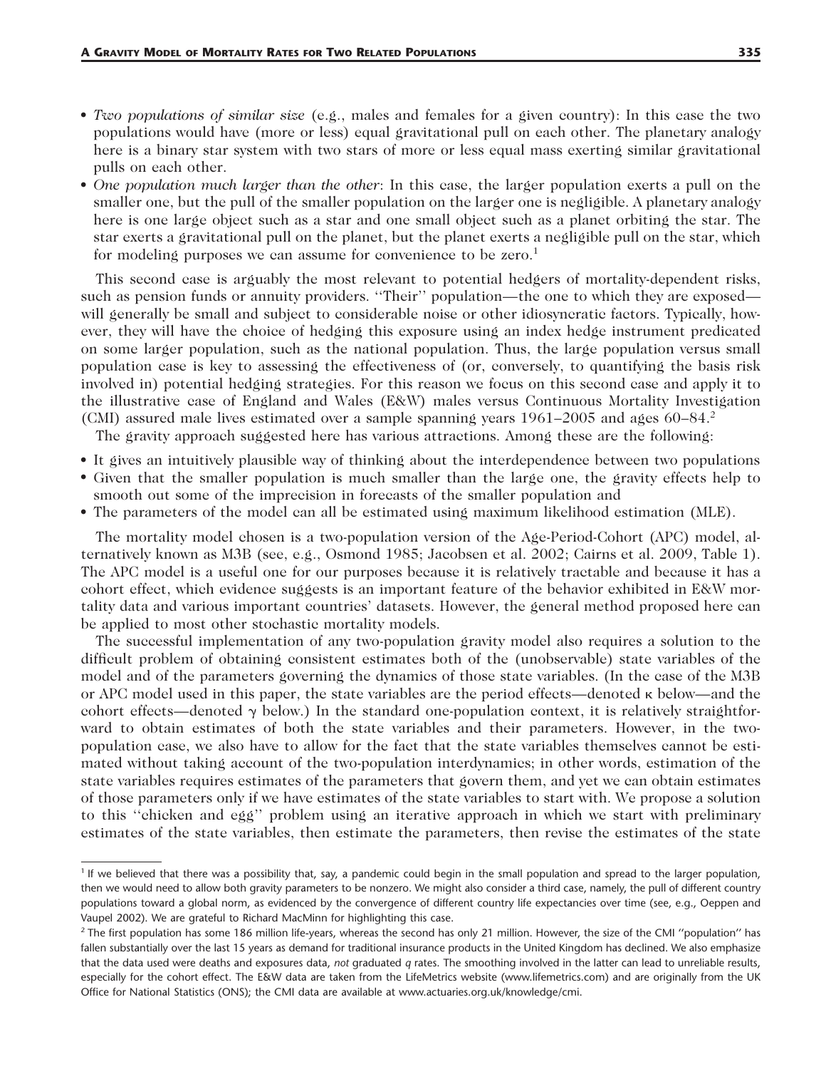- *Two populations of similar size* (e.g., males and females for a given country): In this case the two populations would have (more or less) equal gravitational pull on each other. The planetary analogy here is a binary star system with two stars of more or less equal mass exerting similar gravitational pulls on each other.
- *One population much larger than the other*: In this case, the larger population exerts a pull on the smaller one, but the pull of the smaller population on the larger one is negligible. A planetary analogy here is one large object such as a star and one small object such as a planet orbiting the star. The star exerts a gravitational pull on the planet, but the planet exerts a negligible pull on the star, which for modeling purposes we can assume for convenience to be zero.[1]

This second case is arguably the most relevant to potential hedgers of mortality-dependent risks, such as pension funds or annuity providers. ''Their'' population—the one to which they are exposed—will generally be small and subject to considerable noise or other idiosyncratic factors. Typically, however, they will have the choice of hedging this exposure using an index hedge instrument predicated on some larger population, such as the national population. Thus, the large population versus small population case is key to assessing the effectiveness of (or, conversely, to quantifying the basis risk involved in) potential hedging strategies. For this reason we focus on this second case and apply it to the illustrative case of England and Wales (E&W) males versus Continuous Mortality Investigation (CMI) assured male lives estimated over a sample spanning years 1961–2005 and ages 60–84.[2]

The gravity approach suggested here has various attractions. Among these are the following:

- It gives an intuitively plausible way of thinking about the interdependence between two populations
- Given that the smaller population is much smaller than the large one, the gravity effects help to smooth out some of the imprecision in forecasts of the smaller population and
- The parameters of the model can all be estimated using maximum likelihood estimation (MLE).

The mortality model chosen is a two-population version of the Age-Period-Cohort (APC) model, alternatively known as M3B (see, e.g., Osmond 1985; Jacobsen et al. 2002; Cairns et al. 2009, Table 1). The APC model is a useful one for our purposes because it is relatively tractable and because it has a cohort effect, which evidence suggests is an important feature of the behavior exhibited in E&W mortality data and various important countries' datasets. However, the general method proposed here can be applied to most other stochastic mortality models.

The successful implementation of any two-population gravity model also requires a solution to the difficult problem of obtaining consistent estimates both of the (unobservable) state variables of the model and of the parameters governing the dynamics of those state variables. (In the case of the M3B or APC model used in this paper, the state variables are the period effects—denoted $\kappa$ below—and the cohort effects—denoted $\gamma$ below.) In the standard one-population context, it is relatively straightforward to obtain estimates of both the state variables and their parameters. However, in the two-population case, we also have to allow for the fact that the state variables themselves cannot be estimated without taking account of the two-population interdynamics; in other words, estimation of the state variables requires estimates of the parameters that govern them, and yet we can obtain estimates of those parameters only if we have estimates of the state variables to start with. We propose a solution to this ''chicken and egg'' problem using an iterative approach in which we start with preliminary estimates of the state variables, then estimate the parameters, then revise the estimates of the state

[1] If we believed that there was a possibility that, say, a pandemic could begin in the small population and spread to the larger population, then we would need to allow both gravity parameters to be nonzero. We might also consider a third case, namely, the pull of different country populations toward a global norm, as evidenced by the convergence of different country life expectancies over time (see, e.g., Oeppen and Vaupel 2002). We are grateful to Richard MacMinn for highlighting this case.

[2] The first population has some 186 million life-years, whereas the second has only 21 million. However, the size of the CMI ''population'' has fallen substantially over the last 15 years as demand for traditional insurance products in the United Kingdom has declined. We also emphasize that the data used were deaths and exposures data, *not* graduated $q$ rates. The smoothing involved in the latter can lead to unreliable results, especially for the cohort effect. The E&W data are taken from the LifeMetrics website (www.lifemetrics.com) and are originally from the UK Office for National Statistics (ONS); the CMI data are available at www.actuaries.org.uk/knowledge/cmi.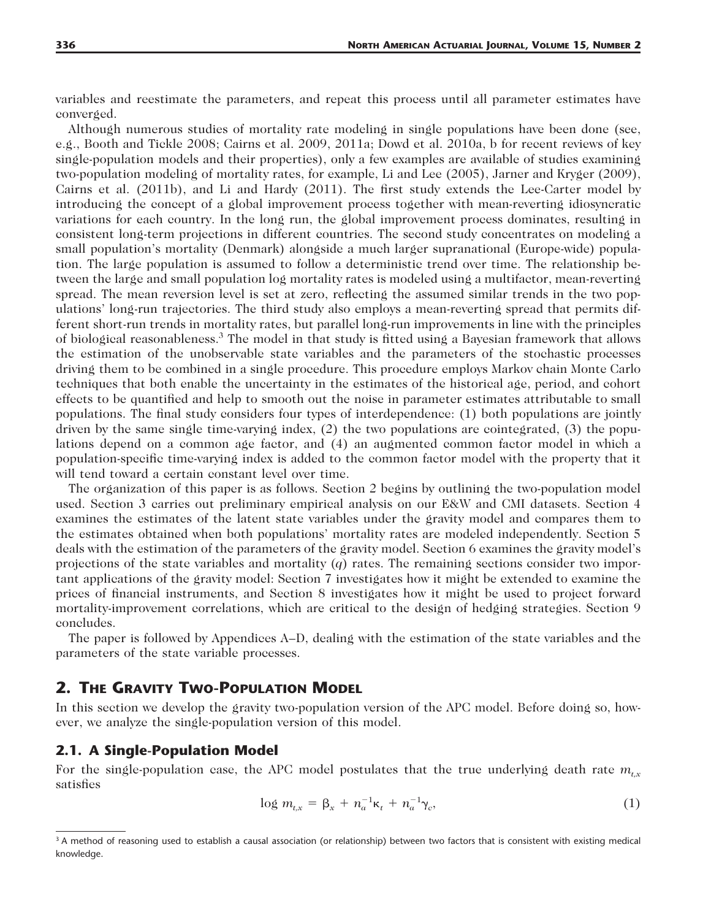variables and reestimate the parameters, and repeat this process until all parameter estimates have converged.

Although numerous studies of mortality rate modeling in single populations have been done (see, e.g., Booth and Tickle 2008; Cairns et al. 2009, 2011a; Dowd et al. 2010a, b for recent reviews of key single-population models and their properties), only a few examples are available of studies examining two-population modeling of mortality rates, for example, Li and Lee (2005), Jarner and Kryger (2009), Cairns et al. (2011b), and Li and Hardy (2011). The first study extends the Lee-Carter model by introducing the concept of a global improvement process together with mean-reverting idiosyncratic variations for each country. In the long run, the global improvement process dominates, resulting in consistent long-term projections in different countries. The second study concentrates on modeling a small population's mortality (Denmark) alongside a much larger supranational (Europe-wide) population. The large population is assumed to follow a deterministic trend over time. The relationship between the large and small population log mortality rates is modeled using a multifactor, mean-reverting spread. The mean reversion level is set at zero, reflecting the assumed similar trends in the two populations' long-run trajectories. The third study also employs a mean-reverting spread that permits different short-run trends in mortality rates, but parallel long-run improvements in line with the principles of biological reasonableness.[3] The model in that study is fitted using a Bayesian framework that allows the estimation of the unobservable state variables and the parameters of the stochastic processes driving them to be combined in a single procedure. This procedure employs Markov chain Monte Carlo techniques that both enable the uncertainty in the estimates of the historical age, period, and cohort effects to be quantified and help to smooth out the noise in parameter estimates attributable to small populations. The final study considers four types of interdependence: (1) both populations are jointly driven by the same single time-varying index, (2) the two populations are cointegrated, (3) the populations depend on a common age factor, and (4) an augmented common factor model in which a population-specific time-varying index is added to the common factor model with the property that it will tend toward a certain constant level over time.

The organization of this paper is as follows. Section 2 begins by outlining the two-population model used. Section 3 carries out preliminary empirical analysis on our E&W and CMI datasets. Section 4 examines the estimates of the latent state variables under the gravity model and compares them to the estimates obtained when both populations' mortality rates are modeled independently. Section 5 deals with the estimation of the parameters of the gravity model. Section 6 examines the gravity model's projections of the state variables and mortality ($q$) rates. The remaining sections consider two important applications of the gravity model: Section 7 investigates how it might be extended to examine the prices of financial instruments, and Section 8 investigates how it might be used to project forward mortality-improvement correlations, which are critical to the design of hedging strategies. Section 9 concludes.

The paper is followed by Appendices A–D, dealing with the estimation of the state variables and the parameters of the state variable processes.

## 2. The Gravity Two-Population Model

In this section we develop the gravity two-population version of the APC model. Before doing so, however, we analyze the single-population version of this model.

### 2.1. A Single-Population Model

For the single-population case, the APC model postulates that the true underlying death rate $m_{t,x}$ satisfies

$$\log m_{t,x} = \beta_x + n_a^{-1}\kappa_t + n_a^{-1}\gamma_c, \tag{1}$$

[3] A method of reasoning used to establish a causal association (or relationship) between two factors that is consistent with existing medical knowledge.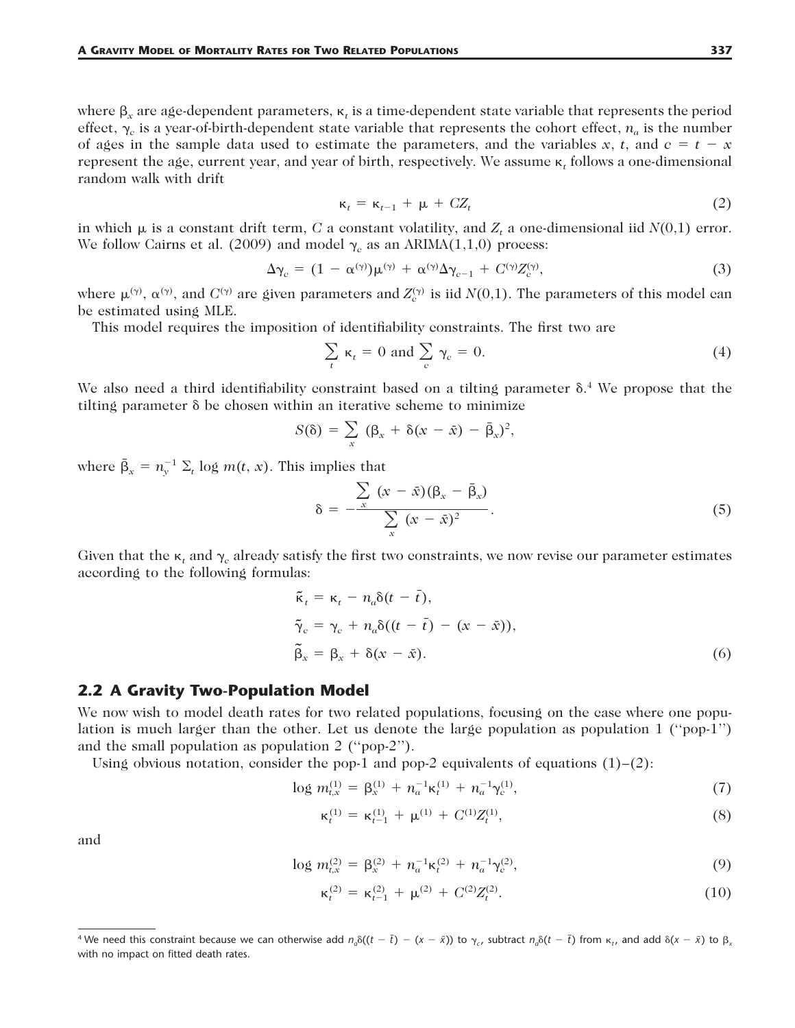where $\beta_x$ are age-dependent parameters, $\kappa_t$ is a time-dependent state variable that represents the period effect, $\gamma_c$ is a year-of-birth-dependent state variable that represents the cohort effect, $n_a$ is the number of ages in the sample data used to estimate the parameters, and the variables $x$, $t$, and $c = t - x$ represent the age, current year, and year of birth, respectively. We assume $\kappa_t$ follows a one-dimensional random walk with drift

$$\kappa_t = \kappa_{t-1} + \mu + CZ_t \tag{2}$$

in which $\mu$ is a constant drift term, $C$ a constant volatility, and $Z_t$ a one-dimensional iid $N(0,1)$ error. We follow Cairns et al. (2009) and model $\gamma_c$ as an ARIMA(1,1,0) process:

$$\Delta\gamma_c = (1 - \alpha^{(\gamma)})\mu^{(\gamma)} + \alpha^{(\gamma)}\Delta\gamma_{c-1} + C^{(\gamma)}Z_c^{(\gamma)}, \tag{3}$$

where $\mu^{(\gamma)}$, $\alpha^{(\gamma)}$, and $C^{(\gamma)}$ are given parameters and $Z_c^{(\gamma)}$ is iid $N(0,1)$. The parameters of this model can be estimated using MLE.

This model requires the imposition of identifiability constraints. The first two are

$$\sum_t \kappa_t = 0 \text{ and } \sum_c \gamma_c = 0. \tag{4}$$

We also need a third identifiability constraint based on a tilting parameter $\delta$.[4] We propose that the tilting parameter $\delta$ be chosen within an iterative scheme to minimize

$$S(\delta) = \sum_x (\beta_x + \delta(x - \bar{x}) - \bar{\beta}_x)^2,$$

where $\bar{\beta}_x = n_y^{-1} \sum_t \log m(t, x)$. This implies that

$$\delta = -\frac{\sum_x (x - \bar{x})(\beta_x - \bar{\beta}_x)}{\sum_x (x - \bar{x})^2}. \tag{5}$$

Given that the $\kappa_t$ and $\gamma_c$ already satisfy the first two constraints, we now revise our parameter estimates according to the following formulas:

$$\begin{aligned}
\tilde{\kappa}_t &= \kappa_t - n_a\delta(t - \bar{t}), \\
\tilde{\gamma}_c &= \gamma_c + n_a\delta((t - \bar{t}) - (x - \bar{x})), \\
\tilde{\beta}_x &= \beta_x + \delta(x - \bar{x}).
\end{aligned} \tag{6}$$

## 2.2 A Gravity Two-Population Model

We now wish to model death rates for two related populations, focusing on the case where one population is much larger than the other. Let us denote the large population as population 1 ("pop-1") and the small population as population 2 ("pop-2").

Using obvious notation, consider the pop-1 and pop-2 equivalents of equations (1)–(2):

$$\log m_{t,x}^{(1)} = \beta_x^{(1)} + n_a^{-1}\kappa_t^{(1)} + n_a^{-1}\gamma_c^{(1)}, \tag{7}$$

$$\kappa_t^{(1)} = \kappa_{t-1}^{(1)} + \mu^{(1)} + C^{(1)}Z_t^{(1)}, \tag{8}$$

and

$$\log m_{t,x}^{(2)} = \beta_x^{(2)} + n_a^{-1}\kappa_t^{(2)} + n_a^{-1}\gamma_c^{(2)}, \tag{9}$$

$$\kappa_t^{(2)} = \kappa_{t-1}^{(2)} + \mu^{(2)} + C^{(2)}Z_t^{(2)}. \tag{10}$$

---

[4] We need this constraint because we can otherwise add $n_a\delta((t - \bar{t}) - (x - \bar{x}))$ to $\gamma_c$, subtract $n_a\delta(t - \bar{t})$ from $\kappa_t$, and add $\delta(x - \bar{x})$ to $\beta_x$ with no impact on fitted death rates.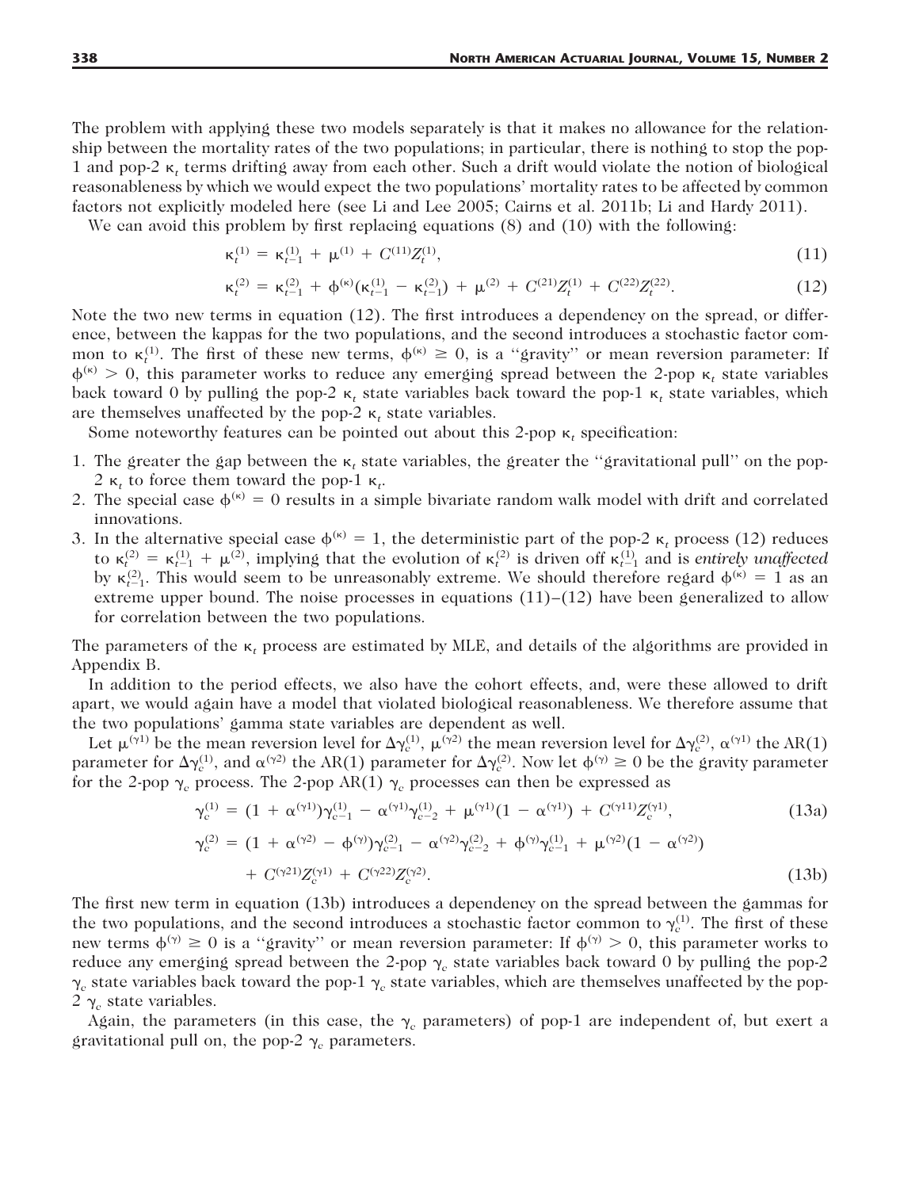The problem with applying these two models separately is that it makes no allowance for the relationship between the mortality rates of the two populations; in particular, there is nothing to stop the pop-1 and pop-2 $\kappa_t$ terms drifting away from each other. Such a drift would violate the notion of biological reasonableness by which we would expect the two populations' mortality rates to be affected by common factors not explicitly modeled here (see Li and Lee 2005; Cairns et al. 2011b; Li and Hardy 2011).

We can avoid this problem by first replacing equations (8) and (10) with the following:

$$\kappa_t^{(1)} = \kappa_{t-1}^{(1)} + \mu^{(1)} + C^{(11)}Z_t^{(1)}, \tag{11}$$

$$\kappa_t^{(2)} = \kappa_{t-1}^{(2)} + \phi^{(\kappa)}(\kappa_{t-1}^{(1)} - \kappa_{t-1}^{(2)}) + \mu^{(2)} + C^{(21)}Z_t^{(1)} + C^{(22)}Z_t^{(22)}. \tag{12}$$

Note the two new terms in equation (12). The first introduces a dependency on the spread, or difference, between the kappas for the two populations, and the second introduces a stochastic factor common to $\kappa_t^{(1)}$. The first of these new terms, $\phi^{(\kappa)} \geq 0$, is a "gravity" or mean reversion parameter: If $\phi^{(\kappa)} > 0$, this parameter works to reduce any emerging spread between the 2-pop $\kappa_t$ state variables back toward 0 by pulling the pop-2 $\kappa_t$ state variables back toward the pop-1 $\kappa_t$ state variables, which are themselves unaffected by the pop-2 $\kappa_t$ state variables.

Some noteworthy features can be pointed out about this 2-pop $\kappa_t$ specification:

1. The greater the gap between the $\kappa_t$ state variables, the greater the "gravitational pull" on the pop-2 $\kappa_t$ to force them toward the pop-1 $\kappa_t$.
2. The special case $\phi^{(\kappa)} = 0$ results in a simple bivariate random walk model with drift and correlated innovations.
3. In the alternative special case $\phi^{(\kappa)} = 1$, the deterministic part of the pop-2 $\kappa_t$ process (12) reduces to $\kappa_t^{(2)} = \kappa_{t-1}^{(1)} + \mu^{(2)}$, implying that the evolution of $\kappa_t^{(2)}$ is driven off $\kappa_{t-1}^{(1)}$ and is *entirely unaffected* by $\kappa_{t-1}^{(2)}$. This would seem to be unreasonably extreme. We should therefore regard $\phi^{(\kappa)} = 1$ as an extreme upper bound. The noise processes in equations (11)–(12) have been generalized to allow for correlation between the two populations.

The parameters of the $\kappa_t$ process are estimated by MLE, and details of the algorithms are provided in Appendix B.

In addition to the period effects, we also have the cohort effects, and, were these allowed to drift apart, we would again have a model that violated biological reasonableness. We therefore assume that the two populations' gamma state variables are dependent as well.

Let $\mu^{(\gamma 1)}$ be the mean reversion level for $\Delta\gamma_c^{(1)}$, $\mu^{(\gamma 2)}$ the mean reversion level for $\Delta\gamma_c^{(2)}$, $\alpha^{(\gamma 1)}$ the AR(1) parameter for $\Delta\gamma_c^{(1)}$, and $\alpha^{(\gamma 2)}$ the AR(1) parameter for $\Delta\gamma_c^{(2)}$. Now let $\phi^{(\gamma)} \geq 0$ be the gravity parameter for the 2-pop $\gamma_c$ process. The 2-pop AR(1) $\gamma_c$ processes can then be expressed as

$$\gamma_c^{(1)} = (1 + \alpha^{(\gamma 1)})\gamma_{c-1}^{(1)} - \alpha^{(\gamma 1)}\gamma_{c-2}^{(1)} + \mu^{(\gamma 1)}(1 - \alpha^{(\gamma 1)}) + C^{(\gamma 11)}Z_c^{(\gamma 1)}, \tag{13a}$$

$$\gamma_c^{(2)} = (1 + \alpha^{(\gamma 2)} - \phi^{(\gamma)})\gamma_{c-1}^{(2)} - \alpha^{(\gamma 2)}\gamma_{c-2}^{(2)} + \phi^{(\gamma)}\gamma_{c-1}^{(1)} + \mu^{(\gamma 2)}(1 - \alpha^{(\gamma 2)}) + C^{(\gamma 21)}Z_c^{(\gamma 1)} + C^{(\gamma 22)}Z_c^{(\gamma 2)}. \tag{13b}$$

The first new term in equation (13b) introduces a dependency on the spread between the gammas for the two populations, and the second introduces a stochastic factor common to $\gamma_c^{(1)}$. The first of these new terms $\phi^{(\gamma)} \geq 0$ is a "gravity" or mean reversion parameter: If $\phi^{(\gamma)} > 0$, this parameter works to reduce any emerging spread between the 2-pop $\gamma_c$ state variables back toward 0 by pulling the pop-2 $\gamma_c$ state variables back toward the pop-1 $\gamma_c$ state variables, which are themselves unaffected by the pop-2 $\gamma_c$ state variables.

Again, the parameters (in this case, the $\gamma_c$ parameters) of pop-1 are independent of, but exert a gravitational pull on, the pop-2 $\gamma_c$ parameters.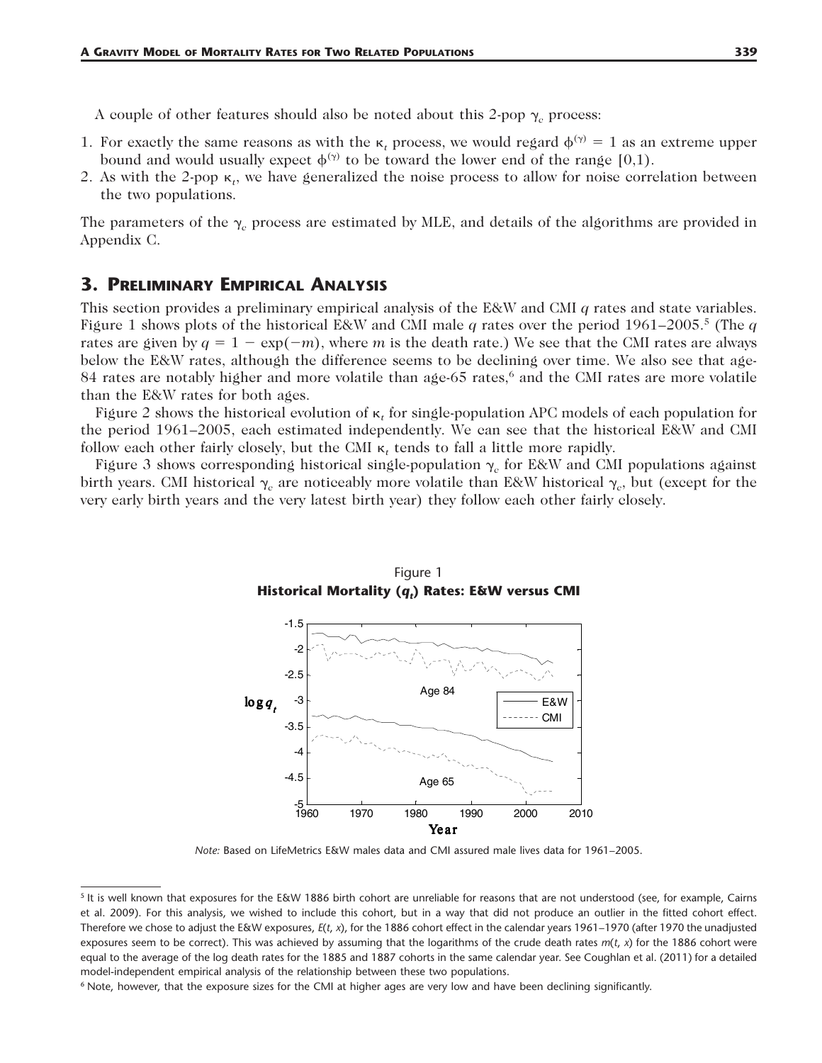A couple of other features should also be noted about this 2-pop $\gamma_c$ process:

1. For exactly the same reasons as with the $\kappa_t$ process, we would regard $\phi^{(\gamma)} = 1$ as an extreme upper bound and would usually expect $\phi^{(\gamma)}$ to be toward the lower end of the range [0,1).
2. As with the 2-pop $\kappa_t$, we have generalized the noise process to allow for noise correlation between the two populations.

The parameters of the $\gamma_c$ process are estimated by MLE, and details of the algorithms are provided in Appendix C.

## 3. Preliminary Empirical Analysis

This section provides a preliminary empirical analysis of the E&W and CMI $q$ rates and state variables. Figure 1 shows plots of the historical E&W and CMI male $q$ rates over the period 1961–2005.[5] (The $q$ rates are given by $q = 1 - \exp(-m)$, where $m$ is the death rate.) We see that the CMI rates are always below the E&W rates, although the difference seems to be declining over time. We also see that age-84 rates are notably higher and more volatile than age-65 rates,[6] and the CMI rates are more volatile than the E&W rates for both ages.

Figure 2 shows the historical evolution of $\kappa_t$ for single-population APC models of each population for the period 1961–2005, each estimated independently. We can see that the historical E&W and CMI follow each other fairly closely, but the CMI $\kappa_t$ tends to fall a little more rapidly.

Figure 3 shows corresponding historical single-population $\gamma_c$ for E&W and CMI populations against birth years. CMI historical $\gamma_c$ are noticeably more volatile than E&W historical $\gamma_c$, but (except for the very early birth years and the very latest birth year) they follow each other fairly closely.

Figure 1
**Historical Mortality ($q_t$) Rates: E&W versus CMI**

*Note:* Based on LifeMetrics E&W males data and CMI assured male lives data for 1961–2005.

---

[5] It is well known that exposures for the E&W 1886 birth cohort are unreliable for reasons that are not understood (see, for example, Cairns et al. 2009). For this analysis, we wished to include this cohort, but in a way that did not produce an outlier in the fitted cohort effect. Therefore we chose to adjust the E&W exposures, $E(t, x)$, for the 1886 cohort effect in the calendar years 1961–1970 (after 1970 the unadjusted exposures seem to be correct). This was achieved by assuming that the logarithms of the crude death rates $m(t, x)$ for the 1886 cohort were equal to the average of the log death rates for the 1885 and 1887 cohorts in the same calendar year. See Coughlan et al. (2011) for a detailed model-independent empirical analysis of the relationship between these two populations.

[6] Note, however, that the exposure sizes for the CMI at higher ages are very low and have been declining significantly.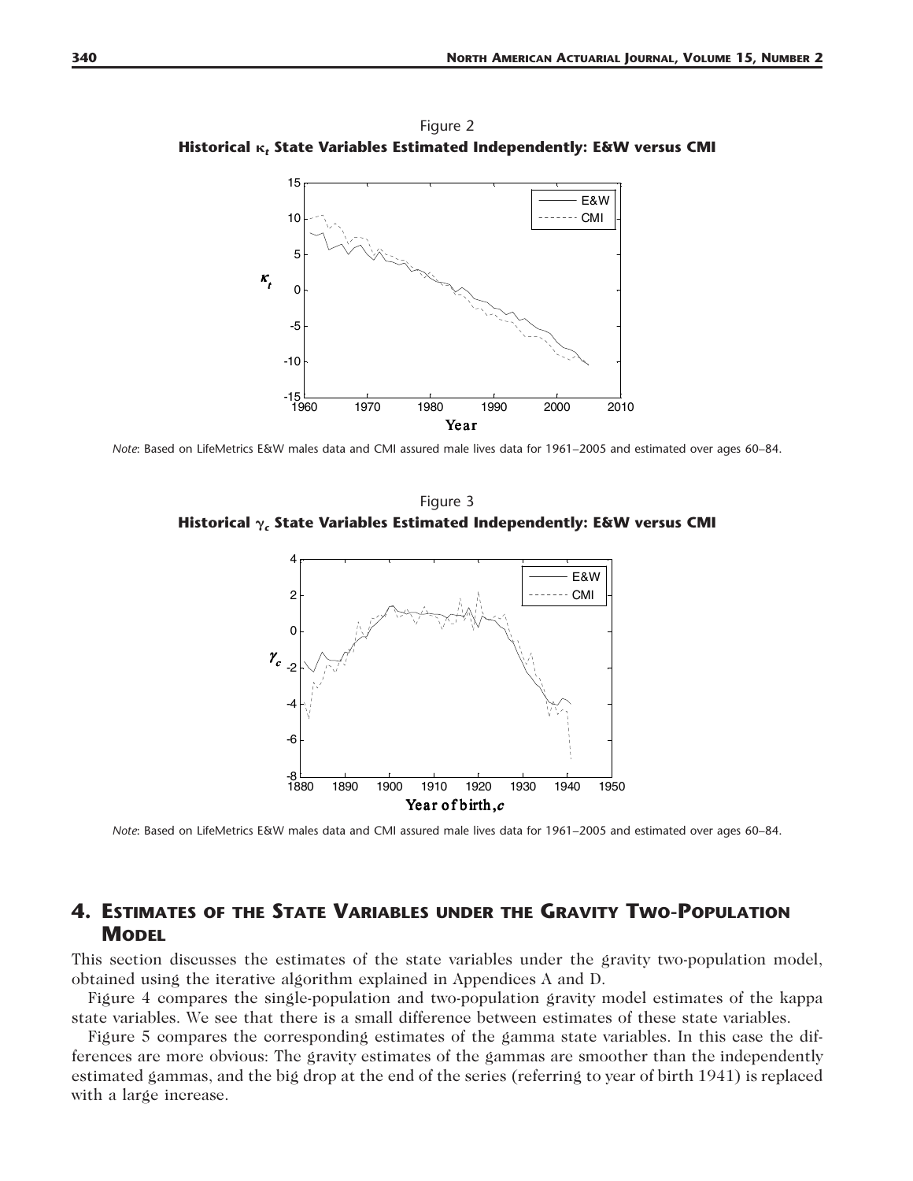Figure 2

**Historical $\kappa_t$ State Variables Estimated Independently: E&W versus CMI**

*Note*: Based on LifeMetrics E&W males data and CMI assured male lives data for 1961–2005 and estimated over ages 60–84.

Figure 3

**Historical $\gamma_c$ State Variables Estimated Independently: E&W versus CMI**

*Note*: Based on LifeMetrics E&W males data and CMI assured male lives data for 1961–2005 and estimated over ages 60–84.

## 4. Estimates of the State Variables under the Gravity Two-Population Model

This section discusses the estimates of the state variables under the gravity two-population model, obtained using the iterative algorithm explained in Appendices A and D.

Figure 4 compares the single-population and two-population gravity model estimates of the kappa state variables. We see that there is a small difference between estimates of these state variables.

Figure 5 compares the corresponding estimates of the gamma state variables. In this case the differences are more obvious: The gravity estimates of the gammas are smoother than the independently estimated gammas, and the big drop at the end of the series (referring to year of birth 1941) is replaced with a large increase.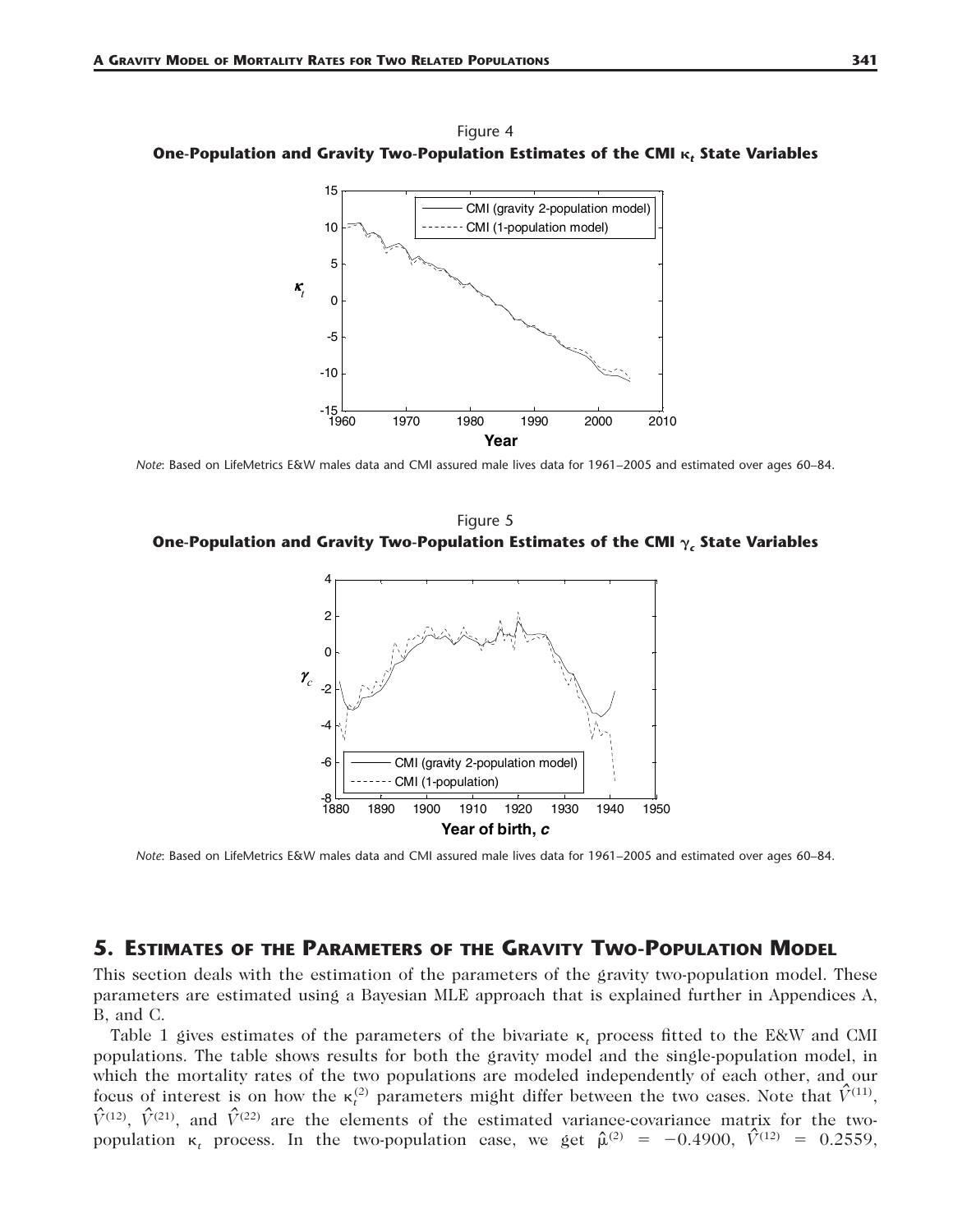Figure 4

**One-Population and Gravity Two-Population Estimates of the CMI $\kappa_t$ State Variables**

*Note*: Based on LifeMetrics E&W males data and CMI assured male lives data for 1961–2005 and estimated over ages 60–84.

Figure 5

**One-Population and Gravity Two-Population Estimates of the CMI $\gamma_c$ State Variables**

*Note*: Based on LifeMetrics E&W males data and CMI assured male lives data for 1961–2005 and estimated over ages 60–84.

## 5. Estimates of the Parameters of the Gravity Two-Population Model

This section deals with the estimation of the parameters of the gravity two-population model. These parameters are estimated using a Bayesian MLE approach that is explained further in Appendices A, B, and C.

Table 1 gives estimates of the parameters of the bivariate $\kappa_t$ process fitted to the E&W and CMI populations. The table shows results for both the gravity model and the single-population model, in which the mortality rates of the two populations are modeled independently of each other, and our focus of interest is on how the $\kappa_t^{(2)}$ parameters might differ between the two cases. Note that $\hat{V}^{(11)}$, $\hat{V}^{(12)}$, $\hat{V}^{(21)}$, and $\hat{V}^{(22)}$ are the elements of the estimated variance-covariance matrix for the two-population $\kappa_t$ process. In the two-population case, we get $\hat{\mu}^{(2)} = -0.4900$, $\hat{V}^{(12)} = 0.2559$,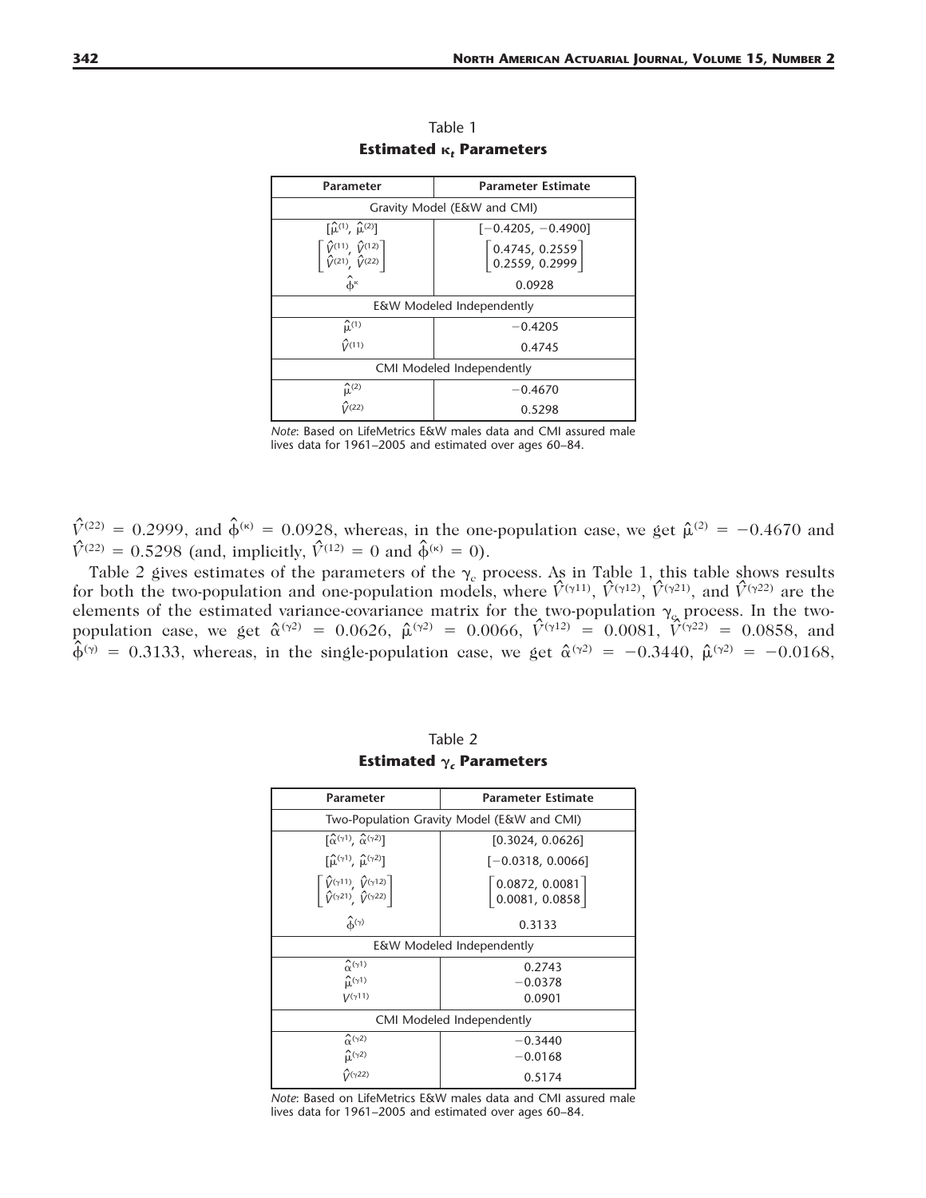Table 1

**Estimated $\kappa_t$ Parameters**

| Parameter | Parameter Estimate |
| --- | --- |
| Gravity Model (E&W and CMI) | |
| $[\hat{\mu}^{(1)}, \hat{\mu}^{(2)}]$ | $[-0.4205, -0.4900]$ |
| $\begin{bmatrix} \hat{V}^{(11)}, \hat{V}^{(12)} \\ \hat{V}^{(21)}, \hat{V}^{(22)} \end{bmatrix}$ | $\begin{bmatrix} 0.4745, 0.2559 \\ 0.2559, 0.2999 \end{bmatrix}$ |
| $\hat{\phi}^{\kappa}$ | 0.0928 |
| E&W Modeled Independently | |
| $\hat{\mu}^{(1)}$ | −0.4205 |
| $\hat{V}^{(11)}$ | 0.4745 |
| CMI Modeled Independently | |
| $\hat{\mu}^{(2)}$ | −0.4670 |
| $\hat{V}^{(22)}$ | 0.5298 |

*Note*: Based on LifeMetrics E&W males data and CMI assured male lives data for 1961–2005 and estimated over ages 60–84.

$\hat{V}^{(22)} = 0.2999$, and $\hat{\phi}^{(\kappa)} = 0.0928$, whereas, in the one-population case, we get $\hat{\mu}^{(2)} = -0.4670$ and $\hat{V}^{(22)} = 0.5298$ (and, implicitly, $\hat{V}^{(12)} = 0$ and $\hat{\phi}^{(\kappa)} = 0$).

Table 2 gives estimates of the parameters of the $\gamma_c$ process. As in Table 1, this table shows results for both the two-population and one-population models, where $\hat{V}^{(\gamma 11)}$, $\hat{V}^{(\gamma 12)}$, $\hat{V}^{(\gamma 21)}$, and $\hat{V}^{(\gamma 22)}$ are the elements of the estimated variance-covariance matrix for the two-population $\gamma_c$ process. In the two-population case, we get $\hat{\alpha}^{(\gamma 2)} = 0.0626$, $\hat{\mu}^{(\gamma 2)} = 0.0066$, $\hat{V}^{(\gamma 12)} = 0.0081$, $\hat{V}^{(\gamma 22)} = 0.0858$, and $\hat{\phi}^{(\gamma)} = 0.3133$, whereas, in the single-population case, we get $\hat{\alpha}^{(\gamma 2)} = -0.3440$, $\hat{\mu}^{(\gamma 2)} = -0.0168$,

Table 2

**Estimated $\gamma_c$ Parameters**

| Parameter | Parameter Estimate |
| --- | --- |
| Two-Population Gravity Model (E&W and CMI) | |
| $[\hat{\alpha}^{(\gamma 1)}, \hat{\alpha}^{(\gamma 2)}]$ | $[0.3024, 0.0626]$ |
| $[\hat{\mu}^{(\gamma 1)}, \hat{\mu}^{(\gamma 2)}]$ | $[-0.0318, 0.0066]$ |
| $\begin{bmatrix} \hat{V}^{(\gamma 11)}, \hat{V}^{(\gamma 12)} \\ \hat{V}^{(\gamma 21)}, \hat{V}^{(\gamma 22)} \end{bmatrix}$ | $\begin{bmatrix} 0.0872, 0.0081 \\ 0.0081, 0.0858 \end{bmatrix}$ |
| $\hat{\phi}^{(\gamma)}$ | 0.3133 |
| E&W Modeled Independently | |
| $\hat{\alpha}^{(\gamma 1)}$ | 0.2743 |
| $\hat{\mu}^{(\gamma 1)}$ | −0.0378 |
| $V^{(\gamma 11)}$ | 0.0901 |
| CMI Modeled Independently | |
| $\hat{\alpha}^{(\gamma 2)}$ | −0.3440 |
| $\hat{\mu}^{(\gamma 2)}$ | −0.0168 |
| $\hat{V}^{(\gamma 22)}$ | 0.5174 |

*Note*: Based on LifeMetrics E&W males data and CMI assured male lives data for 1961–2005 and estimated over ages 60–84.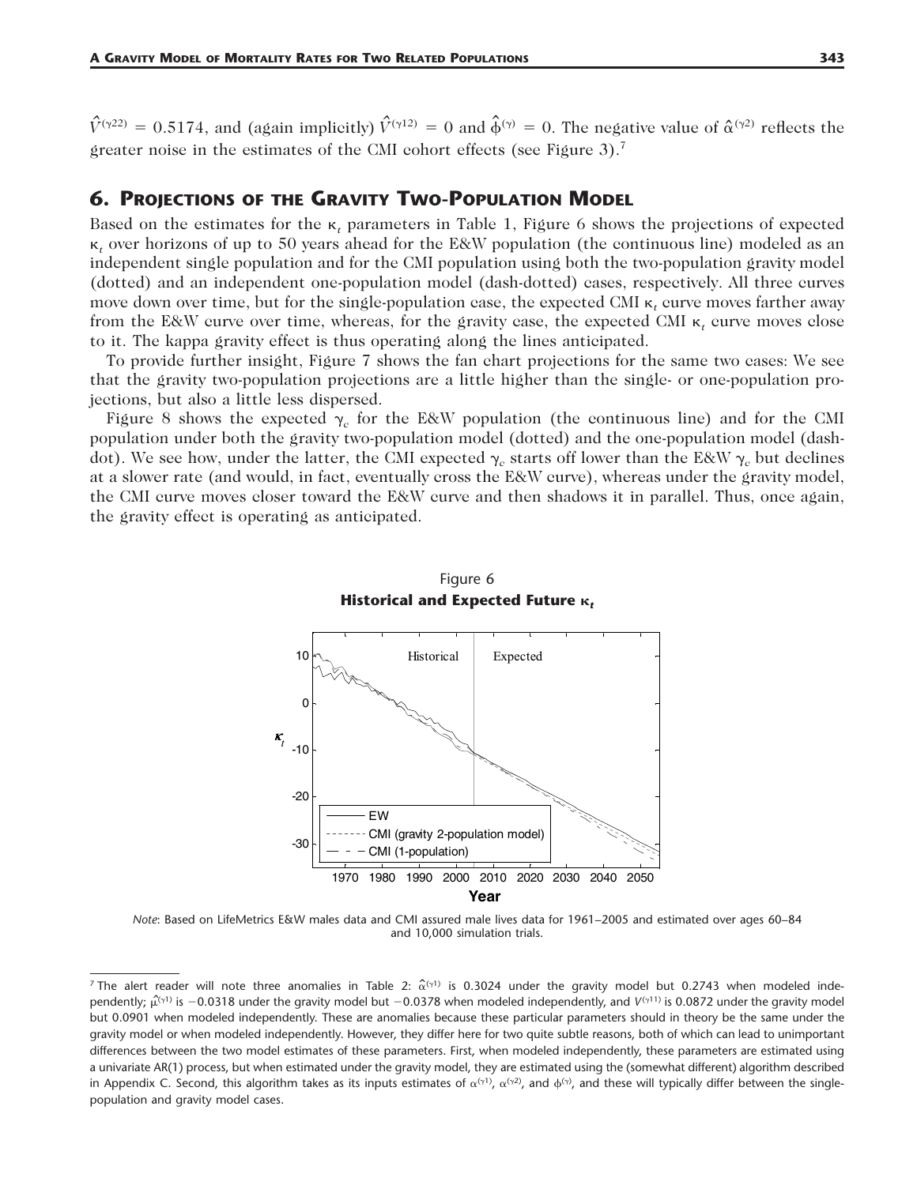$\hat{V}^{(\gamma 22)} = 0.5174$, and (again implicitly) $\hat{V}^{(\gamma 12)} = 0$ and $\hat{\phi}^{(\gamma)} = 0$. The negative value of $\hat{\alpha}^{(\gamma 2)}$ reflects the greater noise in the estimates of the CMI cohort effects (see Figure 3).[7]

## 6. Projections of the Gravity Two-Population Model

Based on the estimates for the $\kappa_t$ parameters in Table 1, Figure 6 shows the projections of expected $\kappa_t$ over horizons of up to 50 years ahead for the E&W population (the continuous line) modeled as an independent single population and for the CMI population using both the two-population gravity model (dotted) and an independent one-population model (dash-dotted) cases, respectively. All three curves move down over time, but for the single-population case, the expected CMI $\kappa_t$ curve moves farther away from the E&W curve over time, whereas, for the gravity case, the expected CMI $\kappa_t$ curve moves close to it. The kappa gravity effect is thus operating along the lines anticipated.

To provide further insight, Figure 7 shows the fan chart projections for the same two cases: We see that the gravity two-population projections are a little higher than the single- or one-population projections, but also a little less dispersed.

Figure 8 shows the expected $\gamma_c$ for the E&W population (the continuous line) and for the CMI population under both the gravity two-population model (dotted) and the one-population model (dash-dot). We see how, under the latter, the CMI expected $\gamma_c$ starts off lower than the E&W $\gamma_c$ but declines at a slower rate (and would, in fact, eventually cross the E&W curve), whereas under the gravity model, the CMI curve moves closer toward the E&W curve and then shadows it in parallel. Thus, once again, the gravity effect is operating as anticipated.

Figure 6
**Historical and Expected Future $\kappa_t$**

*Note*: Based on LifeMetrics E&W males data and CMI assured male lives data for 1961–2005 and estimated over ages 60–84 and 10,000 simulation trials.

---

[7] The alert reader will note three anomalies in Table 2: $\hat{\alpha}^{(\gamma 1)}$ is 0.3024 under the gravity model but 0.2743 when modeled independently; $\hat{\mu}^{(\gamma 1)}$ is $-0.0318$ under the gravity model but $-0.0378$ when modeled independently, and $V^{(\gamma 11)}$ is 0.0872 under the gravity model but 0.0901 when modeled independently. These are anomalies because these particular parameters should in theory be the same under the gravity model or when modeled independently. However, they differ here for two quite subtle reasons, both of which can lead to unimportant differences between the two model estimates of these parameters. First, when modeled independently, these parameters are estimated using a univariate AR(1) process, but when estimated under the gravity model, they are estimated using the (somewhat different) algorithm described in Appendix C. Second, this algorithm takes as its inputs estimates of $\alpha^{(\gamma 1)}$, $\alpha^{(\gamma 2)}$, and $\phi^{(\gamma)}$, and these will typically differ between the single-population and gravity model cases.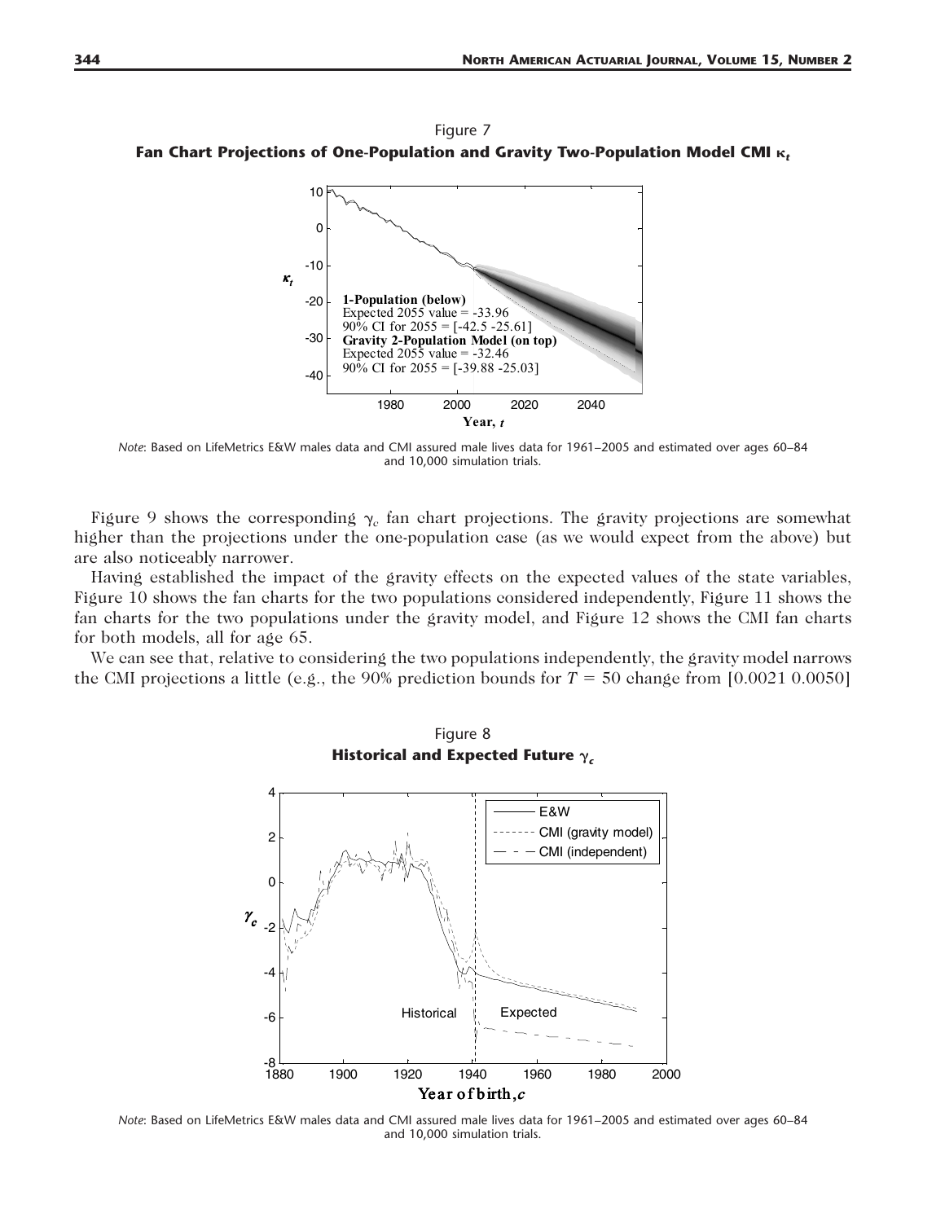Figure 7

**Fan Chart Projections of One-Population and Gravity Two-Population Model CMI $\kappa_t$**

*Note*: Based on LifeMetrics E&W males data and CMI assured male lives data for 1961–2005 and estimated over ages 60–84 and 10,000 simulation trials.

Figure 9 shows the corresponding $\gamma_c$ fan chart projections. The gravity projections are somewhat higher than the projections under the one-population case (as we would expect from the above) but are also noticeably narrower.

Having established the impact of the gravity effects on the expected values of the state variables, Figure 10 shows the fan charts for the two populations considered independently, Figure 11 shows the fan charts for the two populations under the gravity model, and Figure 12 shows the CMI fan charts for both models, all for age 65.

We can see that, relative to considering the two populations independently, the gravity model narrows the CMI projections a little (e.g., the 90% prediction bounds for $T = 50$ change from [0.0021 0.0050]

Figure 8

**Historical and Expected Future $\gamma_c$**

*Note*: Based on LifeMetrics E&W males data and CMI assured male lives data for 1961–2005 and estimated over ages 60–84 and 10,000 simulation trials.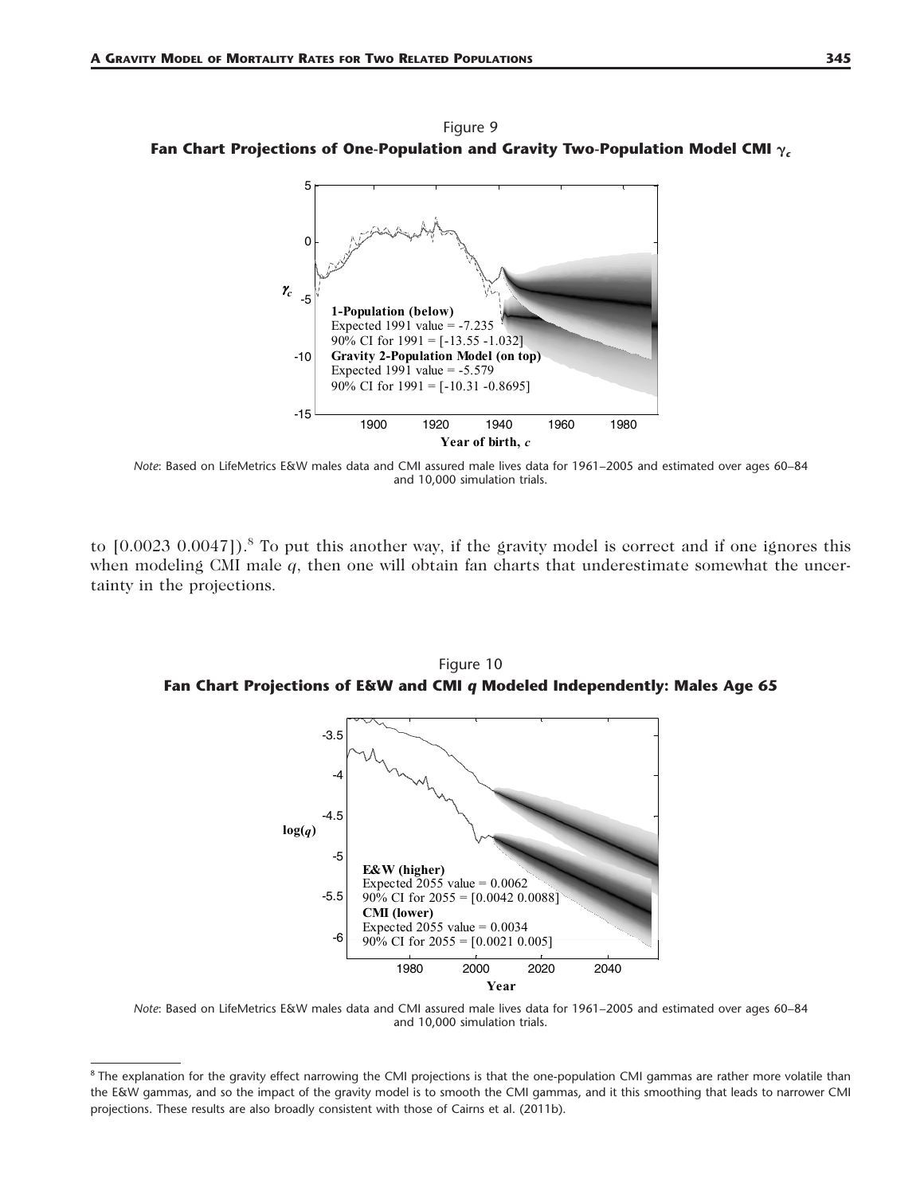Figure 9

**Fan Chart Projections of One-Population and Gravity Two-Population Model CMI $\gamma_c$**

*Note*: Based on LifeMetrics E&W males data and CMI assured male lives data for 1961–2005 and estimated over ages 60–84 and 10,000 simulation trials.

to [0.0023 0.0047]).[8] To put this another way, if the gravity model is correct and if one ignores this when modeling CMI male $q$, then one will obtain fan charts that underestimate somewhat the uncertainty in the projections.

Figure 10

**Fan Chart Projections of E&W and CMI $q$ Modeled Independently: Males Age 65**

*Note*: Based on LifeMetrics E&W males data and CMI assured male lives data for 1961–2005 and estimated over ages 60–84 and 10,000 simulation trials.

---

[8] The explanation for the gravity effect narrowing the CMI projections is that the one-population CMI gammas are rather more volatile than the E&W gammas, and so the impact of the gravity model is to smooth the CMI gammas, and it this smoothing that leads to narrower CMI projections. These results are also broadly consistent with those of Cairns et al. (2011b).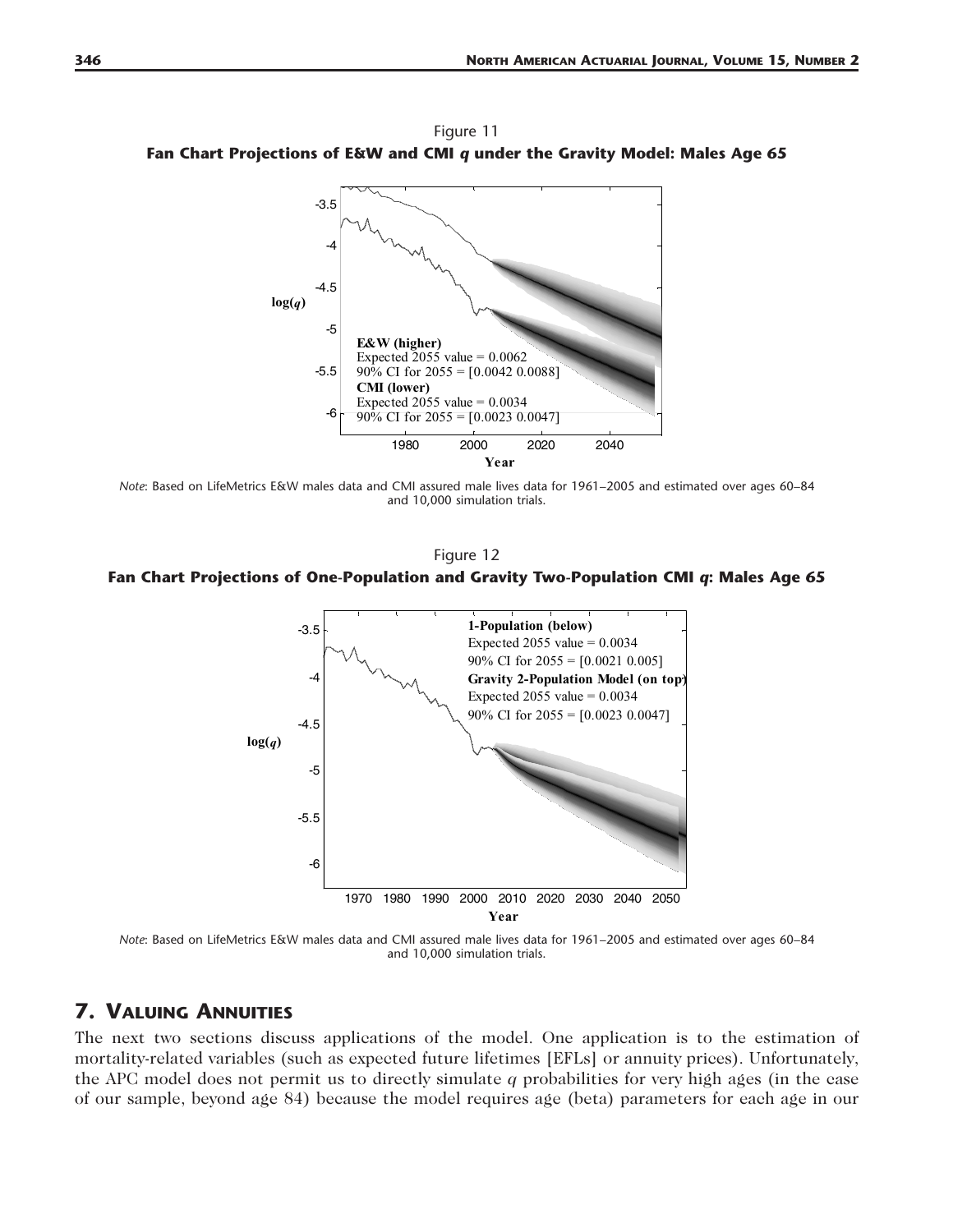Figure 11

**Fan Chart Projections of E&W and CMI *q* under the Gravity Model: Males Age 65**

*Note*: Based on LifeMetrics E&W males data and CMI assured male lives data for 1961–2005 and estimated over ages 60–84 and 10,000 simulation trials.

Figure 12

**Fan Chart Projections of One-Population and Gravity Two-Population CMI *q*: Males Age 65**

*Note*: Based on LifeMetrics E&W males data and CMI assured male lives data for 1961–2005 and estimated over ages 60–84 and 10,000 simulation trials.

## 7. Valuing Annuities

The next two sections discuss applications of the model. One application is to the estimation of mortality-related variables (such as expected future lifetimes [EFLs] or annuity prices). Unfortunately, the APC model does not permit us to directly simulate $q$ probabilities for very high ages (in the case of our sample, beyond age 84) because the model requires age (beta) parameters for each age in our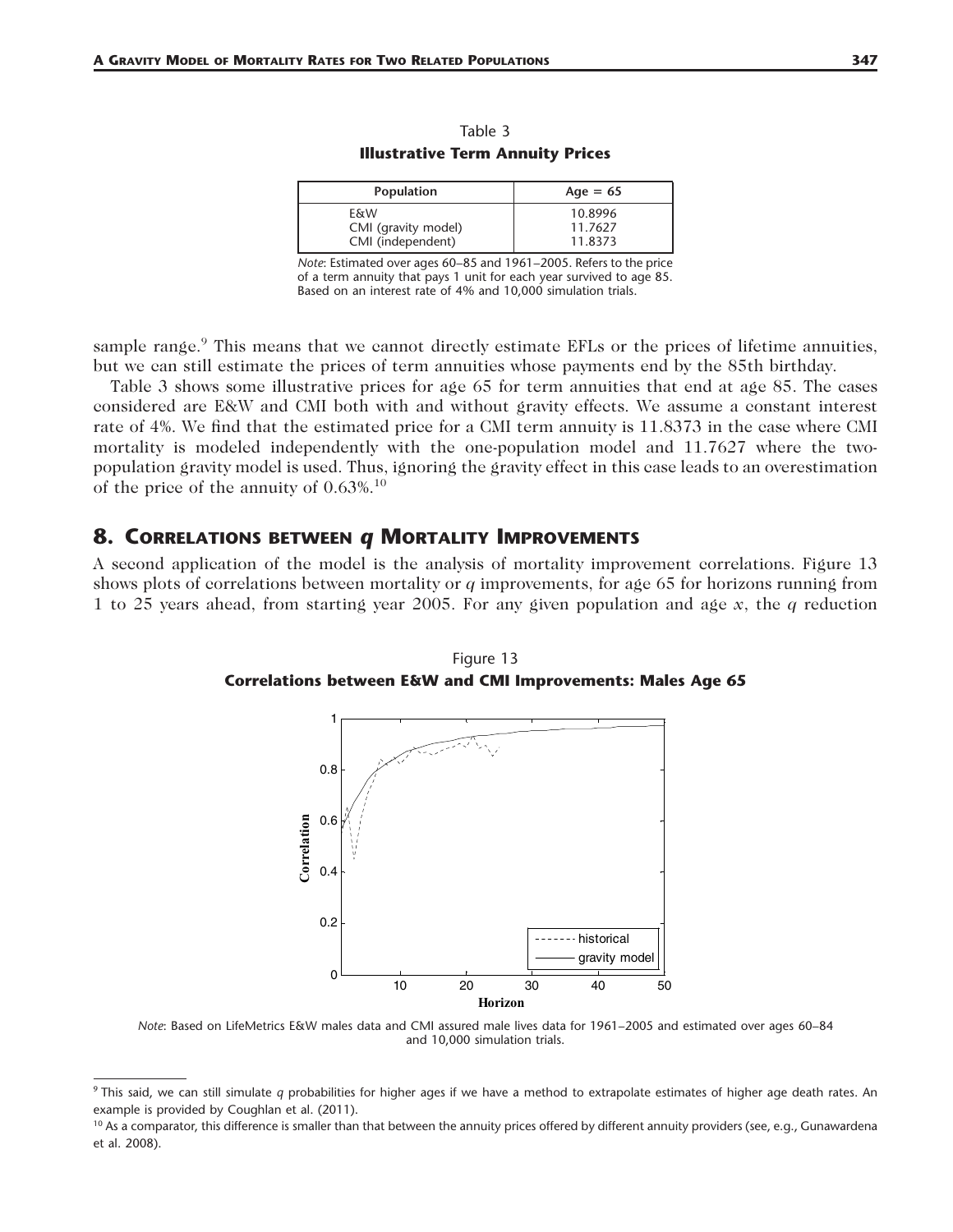Table 3

**Illustrative Term Annuity Prices**

| Population | Age = 65 |
|---|---|
| E&W | 10.8996 |
| CMI (gravity model) | 11.7627 |
| CMI (independent) | 11.8373 |

*Note*: Estimated over ages 60–85 and 1961–2005. Refers to the price of a term annuity that pays 1 unit for each year survived to age 85. Based on an interest rate of 4% and 10,000 simulation trials.

sample range.[9] This means that we cannot directly estimate EFLs or the prices of lifetime annuities, but we can still estimate the prices of term annuities whose payments end by the 85th birthday.

Table 3 shows some illustrative prices for age 65 for term annuities that end at age 85. The cases considered are E&W and CMI both with and without gravity effects. We assume a constant interest rate of 4%. We find that the estimated price for a CMI term annuity is 11.8373 in the case where CMI mortality is modeled independently with the one-population model and 11.7627 where the two-population gravity model is used. Thus, ignoring the gravity effect in this case leads to an overestimation of the price of the annuity of 0.63%.[10]

## 8. Correlations between $q$ Mortality Improvements

A second application of the model is the analysis of mortality improvement correlations. Figure 13 shows plots of correlations between mortality or $q$ improvements, for age 65 for horizons running from 1 to 25 years ahead, from starting year 2005. For any given population and age $x$, the $q$ reduction

Figure 13

**Correlations between E&W and CMI Improvements: Males Age 65**

*Note*: Based on LifeMetrics E&W males data and CMI assured male lives data for 1961–2005 and estimated over ages 60–84 and 10,000 simulation trials.

[9] This said, we can still simulate $q$ probabilities for higher ages if we have a method to extrapolate estimates of higher age death rates. An example is provided by Coughlan et al. (2011).

[10] As a comparator, this difference is smaller than that between the annuity prices offered by different annuity providers (see, e.g., Gunawardena et al. 2008).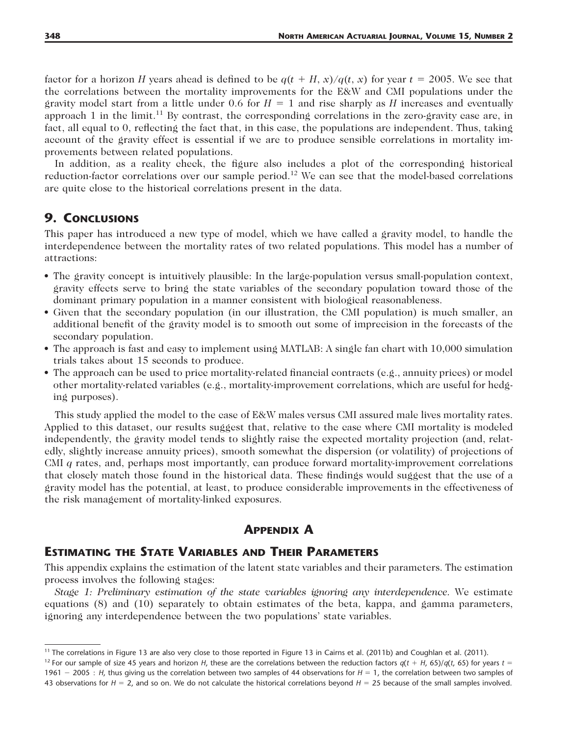factor for a horizon $H$ years ahead is defined to be $q(t + H, x)/q(t, x)$ for year $t = 2005$. We see that the correlations between the mortality improvements for the E&W and CMI populations under the gravity model start from a little under 0.6 for $H = 1$ and rise sharply as $H$ increases and eventually approach 1 in the limit.[11] By contrast, the corresponding correlations in the zero-gravity case are, in fact, all equal to 0, reflecting the fact that, in this case, the populations are independent. Thus, taking account of the gravity effect is essential if we are to produce sensible correlations in mortality improvements between related populations.

In addition, as a reality check, the figure also includes a plot of the corresponding historical reduction-factor correlations over our sample period.[12] We can see that the model-based correlations are quite close to the historical correlations present in the data.

## 9. Conclusions

This paper has introduced a new type of model, which we have called a gravity model, to handle the interdependence between the mortality rates of two related populations. This model has a number of attractions:

- The gravity concept is intuitively plausible: In the large-population versus small-population context, gravity effects serve to bring the state variables of the secondary population toward those of the dominant primary population in a manner consistent with biological reasonableness.
- Given that the secondary population (in our illustration, the CMI population) is much smaller, an additional benefit of the gravity model is to smooth out some of imprecision in the forecasts of the secondary population.
- The approach is fast and easy to implement using MATLAB: A single fan chart with 10,000 simulation trials takes about 15 seconds to produce.
- The approach can be used to price mortality-related financial contracts (e.g., annuity prices) or model other mortality-related variables (e.g., mortality-improvement correlations, which are useful for hedging purposes).

This study applied the model to the case of E&W males versus CMI assured male lives mortality rates. Applied to this dataset, our results suggest that, relative to the case where CMI mortality is modeled independently, the gravity model tends to slightly raise the expected mortality projection (and, relatedly, slightly increase annuity prices), smooth somewhat the dispersion (or volatility) of projections of CMI $q$ rates, and, perhaps most importantly, can produce forward mortality-improvement correlations that closely match those found in the historical data. These findings would suggest that the use of a gravity model has the potential, at least, to produce considerable improvements in the effectiveness of the risk management of mortality-linked exposures.

## Appendix A

### Estimating the State Variables and Their Parameters

This appendix explains the estimation of the latent state variables and their parameters. The estimation process involves the following stages:

*Stage 1: Preliminary estimation of the state variables ignoring any interdependence.* We estimate equations (8) and (10) separately to obtain estimates of the beta, kappa, and gamma parameters, ignoring any interdependence between the two populations' state variables.

---

[11] The correlations in Figure 13 are also very close to those reported in Figure 13 in Cairns et al. (2011b) and Coughlan et al. (2011).

[12] For our sample of size 45 years and horizon $H$, these are the correlations between the reduction factors $q(t + H, 65)/q(t, 65)$ for years $t = 1961 - 2005 : H$, thus giving us the correlation between two samples of 44 observations for $H = 1$, the correlation between two samples of 43 observations for $H = 2$, and so on. We do not calculate the historical correlations beyond $H = 25$ because of the small samples involved.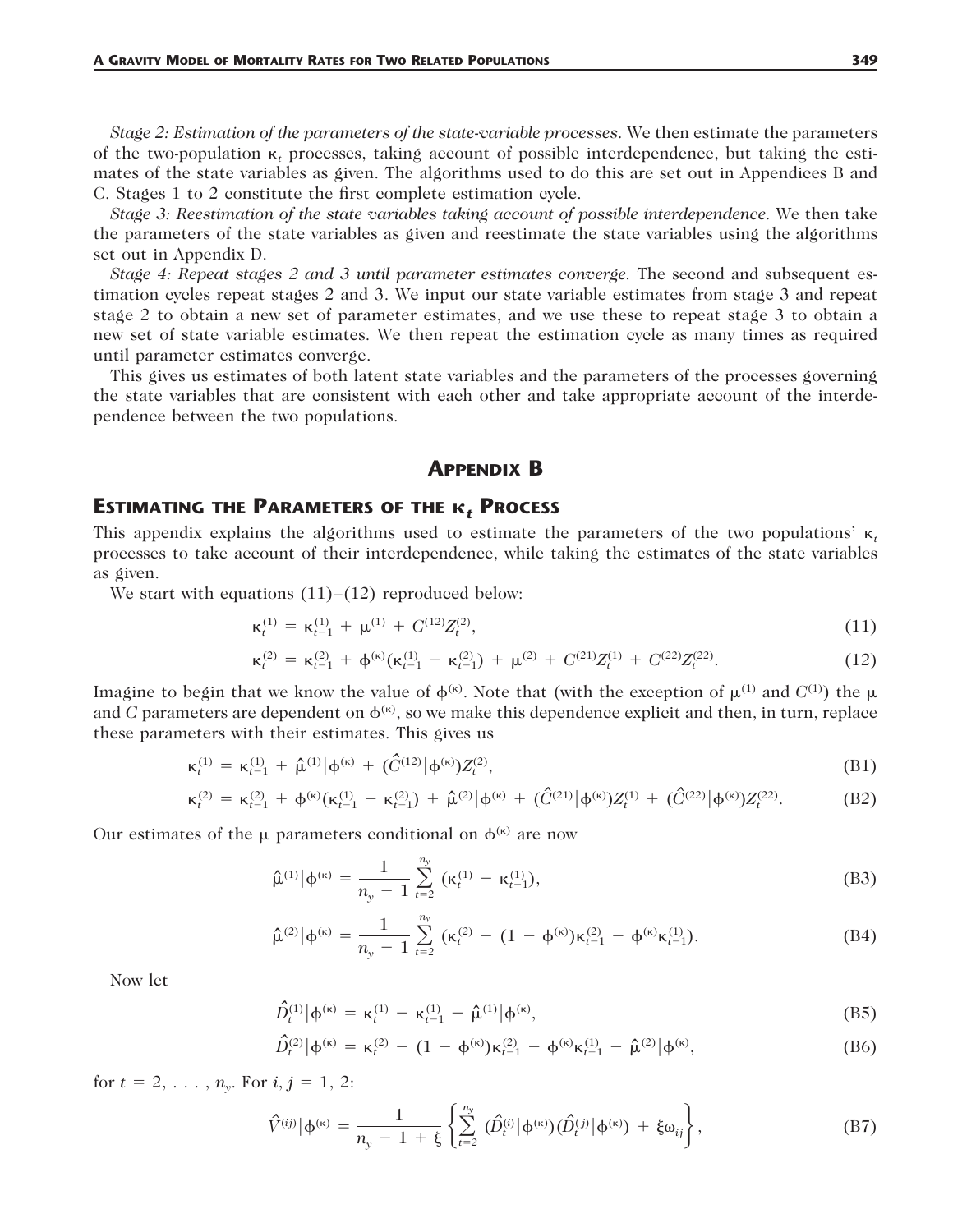*Stage 2: Estimation of the parameters of the state-variable processes.* We then estimate the parameters of the two-population $\kappa_t$ processes, taking account of possible interdependence, but taking the estimates of the state variables as given. The algorithms used to do this are set out in Appendices B and C. Stages 1 to 2 constitute the first complete estimation cycle.

*Stage 3: Reestimation of the state variables taking account of possible interdependence.* We then take the parameters of the state variables as given and reestimate the state variables using the algorithms set out in Appendix D.

*Stage 4: Repeat stages 2 and 3 until parameter estimates converge.* The second and subsequent estimation cycles repeat stages 2 and 3. We input our state variable estimates from stage 3 and repeat stage 2 to obtain a new set of parameter estimates, and we use these to repeat stage 3 to obtain a new set of state variable estimates. We then repeat the estimation cycle as many times as required until parameter estimates converge.

This gives us estimates of both latent state variables and the parameters of the processes governing the state variables that are consistent with each other and take appropriate account of the interdependence between the two populations.

## Appendix B

## Estimating the Parameters of the $\kappa_t$ Process

This appendix explains the algorithms used to estimate the parameters of the two populations' $\kappa_t$ processes to take account of their interdependence, while taking the estimates of the state variables as given.

We start with equations (11)–(12) reproduced below:

$$\kappa_t^{(1)} = \kappa_{t-1}^{(1)} + \mu^{(1)} + C^{(12)}Z_t^{(2)}, \tag{11}$$

$$\kappa_t^{(2)} = \kappa_{t-1}^{(2)} + \phi^{(\kappa)}(\kappa_{t-1}^{(1)} - \kappa_{t-1}^{(2)}) + \mu^{(2)} + C^{(21)}Z_t^{(1)} + C^{(22)}Z_t^{(22)}. \tag{12}$$

Imagine to begin that we know the value of $\phi^{(\kappa)}$. Note that (with the exception of $\mu^{(1)}$ and $C^{(1)}$) the $\mu$ and $C$ parameters are dependent on $\phi^{(\kappa)}$, so we make this dependence explicit and then, in turn, replace these parameters with their estimates. This gives us

$$\kappa_t^{(1)} = \kappa_{t-1}^{(1)} + \hat{\mu}^{(1)}|\phi^{(\kappa)} + (\hat{C}^{(12)}|\phi^{(\kappa)})Z_t^{(2)}, \tag{B1}$$

$$\kappa_t^{(2)} = \kappa_{t-1}^{(2)} + \phi^{(\kappa)}(\kappa_{t-1}^{(1)} - \kappa_{t-1}^{(2)}) + \hat{\mu}^{(2)}|\phi^{(\kappa)} + (\hat{C}^{(21)}|\phi^{(\kappa)})Z_t^{(1)} + (\hat{C}^{(22)}|\phi^{(\kappa)})Z_t^{(22)}. \tag{B2}$$

Our estimates of the $\mu$ parameters conditional on $\phi^{(\kappa)}$ are now

$$\hat{\mu}^{(1)}|\phi^{(\kappa)} = \frac{1}{n_y - 1}\sum_{t=2}^{n_y} (\kappa_t^{(1)} - \kappa_{t-1}^{(1)}), \tag{B3}$$

$$\hat{\mu}^{(2)}|\phi^{(\kappa)} = \frac{1}{n_y - 1}\sum_{t=2}^{n_y} (\kappa_t^{(2)} - (1 - \phi^{(\kappa)})\kappa_{t-1}^{(2)} - \phi^{(\kappa)}\kappa_{t-1}^{(1)}). \tag{B4}$$

Now let

$$\hat{D}_t^{(1)}|\phi^{(\kappa)} = \kappa_t^{(1)} - \kappa_{t-1}^{(1)} - \hat{\mu}^{(1)}|\phi^{(\kappa)}, \tag{B5}$$

$$\hat{D}_t^{(2)}|\phi^{(\kappa)} = \kappa_t^{(2)} - (1 - \phi^{(\kappa)})\kappa_{t-1}^{(2)} - \phi^{(\kappa)}\kappa_{t-1}^{(1)} - \hat{\mu}^{(2)}|\phi^{(\kappa)}, \tag{B6}$$

for $t = 2, \ldots, n_y$. For $i, j = 1, 2$:

$$\hat{V}^{(ij)}|\phi^{(\kappa)} = \frac{1}{n_y - 1 + \xi}\left\{\sum_{t=2}^{n_y} (\hat{D}_t^{(i)}|\phi^{(\kappa)})(\hat{D}_t^{(j)}|\phi^{(\kappa)}) + \xi\omega_{ij}\right\}, \tag{B7}$$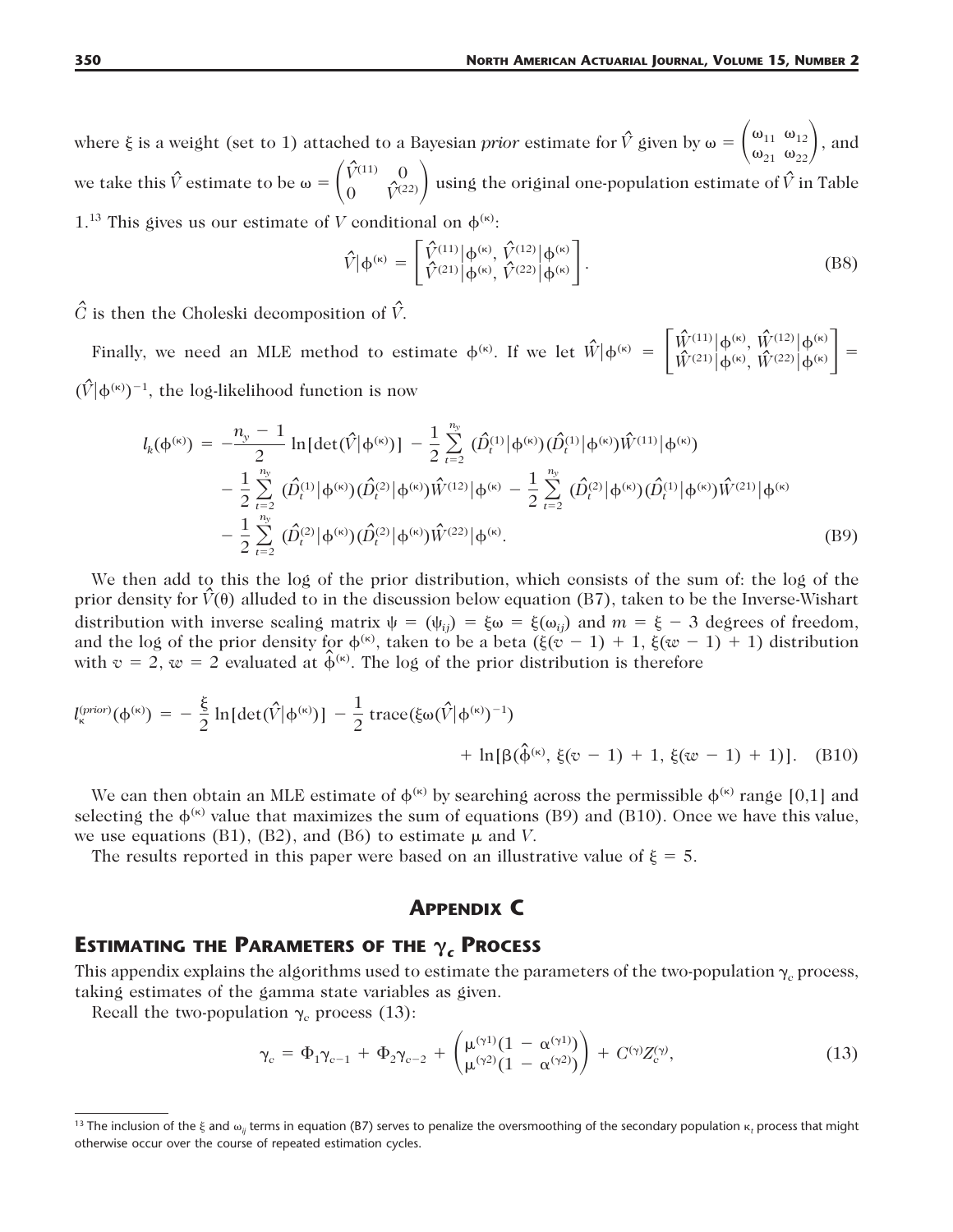where $\xi$ is a weight (set to 1) attached to a Bayesian *prior* estimate for $\hat{V}$ given by $\omega = \begin{pmatrix} \omega_{11} & \omega_{12} \\ \omega_{21} & \omega_{22} \end{pmatrix}$, and we take this $\hat{V}$ estimate to be $\omega = \begin{pmatrix} \hat{V}^{(11)} & 0 \\ 0 & \hat{V}^{(22)} \end{pmatrix}$ using the original one-population estimate of $\hat{V}$ in Table 1.[13] This gives us our estimate of $V$ conditional on $\phi^{(\kappa)}$:

$$\hat{V}|\phi^{(\kappa)} = \begin{bmatrix} \hat{V}^{(11)}|\phi^{(\kappa)}, \; \hat{V}^{(12)}|\phi^{(\kappa)} \\ \hat{V}^{(21)}|\phi^{(\kappa)}, \; \hat{V}^{(22)}|\phi^{(\kappa)} \end{bmatrix}. \tag{B8}$$

$\hat{C}$ is then the Choleski decomposition of $\hat{V}$.

Finally, we need an MLE method to estimate $\phi^{(\kappa)}$. If we let $\hat{W}|\phi^{(\kappa)} = \begin{bmatrix} \hat{W}^{(11)}|\phi^{(\kappa)}, \; \hat{W}^{(12)}|\phi^{(\kappa)} \\ \hat{W}^{(21)}|\phi^{(\kappa)}, \; \hat{W}^{(22)}|\phi^{(\kappa)} \end{bmatrix} = (\hat{V}|\phi^{(\kappa)})^{-1}$, the log-likelihood function is now

$$\begin{aligned} l_k(\phi^{(\kappa)}) = & -\frac{n_y - 1}{2} \ln[\det(\hat{V}|\phi^{(\kappa)})] - \frac{1}{2} \sum_{t=2}^{n_y} (\hat{D}_t^{(1)}|\phi^{(\kappa)})(\hat{D}_t^{(1)}|\phi^{(\kappa)})\hat{W}^{(11)}|\phi^{(\kappa)}) \\ & - \frac{1}{2} \sum_{t=2}^{n_y} (\hat{D}_t^{(1)}|\phi^{(\kappa)})(\hat{D}_t^{(2)}|\phi^{(\kappa)})\hat{W}^{(12)}|\phi^{(\kappa)} - \frac{1}{2} \sum_{t=2}^{n_y} (\hat{D}_t^{(2)}|\phi^{(\kappa)})(\hat{D}_t^{(1)}|\phi^{(\kappa)})\hat{W}^{(21)}|\phi^{(\kappa)} \\ & - \frac{1}{2} \sum_{t=2}^{n_y} (\hat{D}_t^{(2)}|\phi^{(\kappa)})(\hat{D}_t^{(2)}|\phi^{(\kappa)})\hat{W}^{(22)}|\phi^{(\kappa)}. \end{aligned} \tag{B9}$$

We then add to this the log of the prior distribution, which consists of the sum of: the log of the prior density for $\hat{V}(\theta)$ alluded to in the discussion below equation (B7), taken to be the Inverse-Wishart distribution with inverse scaling matrix $\psi = (\psi_{ij}) = \xi\omega = \xi(\omega_{ij})$ and $m = \xi - 3$ degrees of freedom, and the log of the prior density for $\phi^{(\kappa)}$, taken to be a beta $(\xi(v - 1) + 1, \xi(w - 1) + 1)$ distribution with $v = 2$, $w = 2$ evaluated at $\hat{\phi}^{(\kappa)}$. The log of the prior distribution is therefore

$$l_\kappa^{(prior)}(\phi^{(\kappa)}) = -\frac{\xi}{2} \ln[\det(\hat{V}|\phi^{(\kappa)})] - \frac{1}{2} \operatorname{trace}(\xi\omega(\hat{V}|\phi^{(\kappa)})^{-1}) + \ln[\beta(\hat{\phi}^{(\kappa)}, \xi(v - 1) + 1, \xi(w - 1) + 1)]. \tag{B10}$$

We can then obtain an MLE estimate of $\phi^{(\kappa)}$ by searching across the permissible $\phi^{(\kappa)}$ range [0,1] and selecting the $\phi^{(\kappa)}$ value that maximizes the sum of equations (B9) and (B10). Once we have this value, we use equations (B1), (B2), and (B6) to estimate $\mu$ and $V$.

The results reported in this paper were based on an illustrative value of $\xi = 5$.

## Appendix C

## Estimating the Parameters of the $\gamma_c$ Process

This appendix explains the algorithms used to estimate the parameters of the two-population $\gamma_c$ process, taking estimates of the gamma state variables as given.

Recall the two-population $\gamma_c$ process (13):

$$\gamma_c = \Phi_1\gamma_{c-1} + \Phi_2\gamma_{c-2} + \begin{pmatrix} \mu^{(\gamma 1)}(1 - \alpha^{(\gamma 1)}) \\ \mu^{(\gamma 2)}(1 - \alpha^{(\gamma 2)}) \end{pmatrix} + C^{(\gamma)}Z_c^{(\gamma)}, \tag{13}$$

[13] The inclusion of the $\xi$ and $\omega_{ij}$ terms in equation (B7) serves to penalize the oversmoothing of the secondary population $\kappa_t$ process that might otherwise occur over the course of repeated estimation cycles.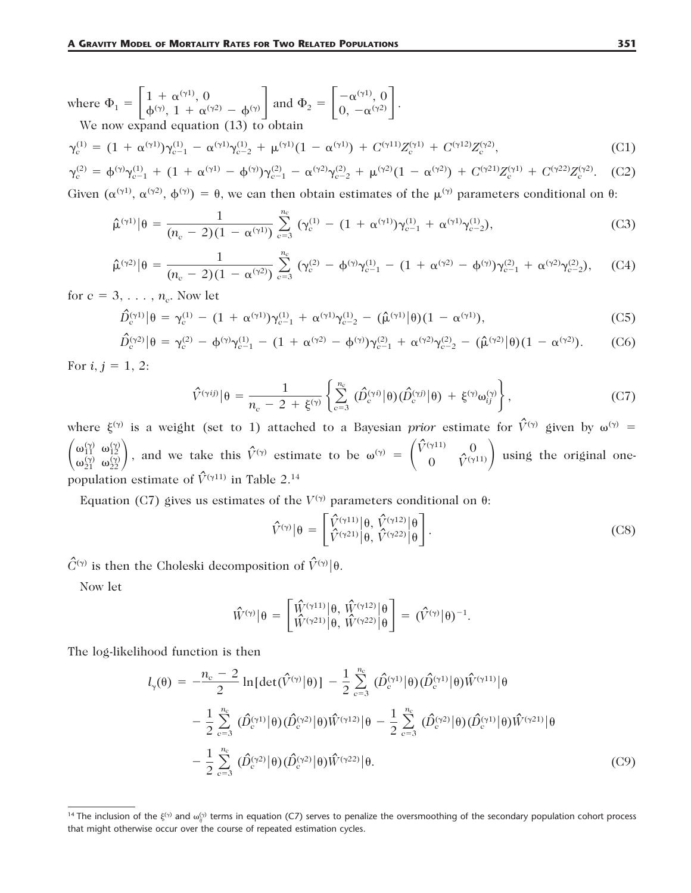where $\Phi_1 = \begin{bmatrix} 1 + \alpha^{(\gamma 1)}, 0 \\ \phi^{(\gamma)}, 1 + \alpha^{(\gamma 2)} - \phi^{(\gamma)} \end{bmatrix}$ and $\Phi_2 = \begin{bmatrix} -\alpha^{(\gamma 1)}, 0 \\ 0, -\alpha^{(\gamma 2)} \end{bmatrix}$.

We now expand equation (13) to obtain

$$\gamma_c^{(1)} = (1 + \alpha^{(\gamma 1)})\gamma_{c-1}^{(1)} - \alpha^{(\gamma 1)}\gamma_{c-2}^{(1)} + \mu^{(\gamma 1)}(1 - \alpha^{(\gamma 1)}) + C^{(\gamma 11)}Z_c^{(\gamma 1)} + C^{(\gamma 12)}Z_c^{(\gamma 2)}, \tag{C1}$$

$$\gamma_c^{(2)} = \phi^{(\gamma)}\gamma_{c-1}^{(1)} + (1 + \alpha^{(\gamma 1)} - \phi^{(\gamma)})\gamma_{c-1}^{(2)} - \alpha^{(\gamma 2)}\gamma_{c-2}^{(2)} + \mu^{(\gamma 2)}(1 - \alpha^{(\gamma 2)}) + C^{(\gamma 21)}Z_c^{(\gamma 1)} + C^{(\gamma 22)}Z_c^{(\gamma 2)}. \tag{C2}$$

Given $(\alpha^{(\gamma 1)}, \alpha^{(\gamma 2)}, \phi^{(\gamma)}) = \theta$, we can then obtain estimates of the $\mu^{(\gamma)}$ parameters conditional on $\theta$:

$$\hat{\mu}^{(\gamma 1)}|\theta = \frac{1}{(n_c - 2)(1 - \alpha^{(\gamma 1)})} \sum_{c=3}^{n_c} (\gamma_c^{(1)} - (1 + \alpha^{(\gamma 1)})\gamma_{c-1}^{(1)} + \alpha^{(\gamma 1)}\gamma_{c-2}^{(1)}), \tag{C3}$$

$$\hat{\mu}^{(\gamma 2)}|\theta = \frac{1}{(n_c - 2)(1 - \alpha^{(\gamma 2)})} \sum_{c=3}^{n_c} (\gamma_c^{(2)} - \phi^{(\gamma)}\gamma_{c-1}^{(1)} - (1 + \alpha^{(\gamma 2)} - \phi^{(\gamma)})\gamma_{c-1}^{(2)} + \alpha^{(\gamma 2)}\gamma_{c-2}^{(2)}), \tag{C4}$$

for $c = 3, \ldots, n_c$. Now let

$$\hat{D}_c^{(\gamma 1)}|\theta = \gamma_c^{(1)} - (1 + \alpha^{(\gamma 1)})\gamma_{c-1}^{(1)} + \alpha^{(\gamma 1)}\gamma_{c-2}^{(1)} - (\hat{\mu}^{(\gamma 1)}|\theta)(1 - \alpha^{(\gamma 1)}), \tag{C5}$$

$$\hat{D}_c^{(\gamma 2)}|\theta = \gamma_c^{(2)} - \phi^{(\gamma)}\gamma_{c-1}^{(1)} - (1 + \alpha^{(\gamma 2)} - \phi^{(\gamma)})\gamma_{c-1}^{(2)} + \alpha^{(\gamma 2)}\gamma_{c-2}^{(2)} - (\hat{\mu}^{(\gamma 2)}|\theta)(1 - \alpha^{(\gamma 2)}). \tag{C6}$$

For $i, j = 1, 2$:

$$\hat{V}^{(\gamma ij)}|\theta = \frac{1}{n_c - 2 + \xi^{(\gamma)}} \left\{ \sum_{c=3}^{n_c} (\hat{D}_c^{(\gamma i)}|\theta)(\hat{D}_c^{(\gamma j)}|\theta) + \xi^{(\gamma)}\omega_{ij}^{(\gamma)} \right\}, \tag{C7}$$

where $\xi^{(\gamma)}$ is a weight (set to 1) attached to a Bayesian *prior* estimate for $\hat{V}^{(\gamma)}$ given by $\omega^{(\gamma)} = \begin{pmatrix} \omega_{11}^{(\gamma)} & \omega_{12}^{(\gamma)} \\ \omega_{21}^{(\gamma)} & \omega_{22}^{(\gamma)} \end{pmatrix}$, and we take this $\hat{V}^{(\gamma)}$ estimate to be $\omega^{(\gamma)} = \begin{pmatrix} \hat{V}^{(\gamma 11)} & 0 \\ 0 & \hat{V}^{(\gamma 11)} \end{pmatrix}$ using the original one-population estimate of $\hat{V}^{(\gamma 11)}$ in Table 2.[14]

Equation (C7) gives us estimates of the $V^{(\gamma)}$ parameters conditional on $\theta$:

$$\hat{V}^{(\gamma)}|\theta = \begin{bmatrix} \hat{V}^{(\gamma 11)}|\theta, \hat{V}^{(\gamma 12)}|\theta \\ \hat{V}^{(\gamma 21)}|\theta, \hat{V}^{(\gamma 22)}|\theta \end{bmatrix}. \tag{C8}$$

$\hat{C}^{(\gamma)}$ is then the Choleski decomposition of $\hat{V}^{(\gamma)}|\theta$.

Now let

$$\hat{W}^{(\gamma)}|\theta = \begin{bmatrix} \hat{W}^{(\gamma 11)}|\theta, \hat{W}^{(\gamma 12)}|\theta \\ \hat{W}^{(\gamma 21)}|\theta, \hat{W}^{(\gamma 22)}|\theta \end{bmatrix} = (\hat{V}^{(\gamma)}|\theta)^{-1}.$$

The log-likelihood function is then

$$\begin{aligned} l_\gamma(\theta) = &-\frac{n_c - 2}{2} \ln[\det(\hat{V}^{(\gamma)}|\theta)] - \frac{1}{2} \sum_{c=3}^{n_c} (\hat{D}_c^{(\gamma 1)}|\theta)(\hat{D}_c^{(\gamma 1)}|\theta)\hat{W}^{(\gamma 11)}|\theta \\ &- \frac{1}{2} \sum_{c=3}^{n_c} (\hat{D}_c^{(\gamma 1)}|\theta)(\hat{D}_c^{(\gamma 2)}|\theta)\hat{W}^{(\gamma 12)}|\theta - \frac{1}{2} \sum_{c=3}^{n_c} (\hat{D}_c^{(\gamma 2)}|\theta)(\hat{D}_c^{(\gamma 1)}|\theta)\hat{W}^{(\gamma 21)}|\theta \\ &- \frac{1}{2} \sum_{c=3}^{n_c} (\hat{D}_c^{(\gamma 2)}|\theta)(\hat{D}_c^{(\gamma 2)}|\theta)\hat{W}^{(\gamma 22)}|\theta. \end{aligned} \tag{C9}$$

---

[14] The inclusion of the $\xi^{(\gamma)}$ and $\omega_{ij}^{(\gamma)}$ terms in equation (C7) serves to penalize the oversmoothing of the secondary population cohort process that might otherwise occur over the course of repeated estimation cycles.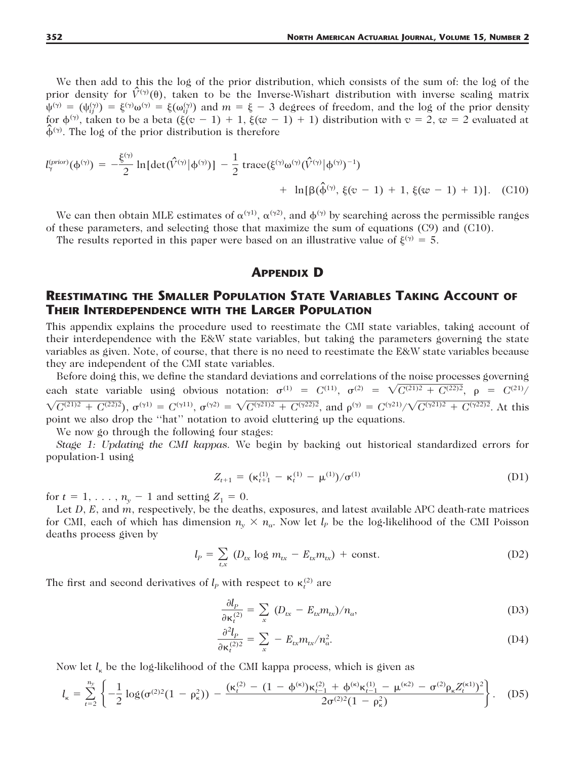We then add to this the log of the prior distribution, which consists of the sum of: the log of the prior density for $\hat{V}^{(\gamma)}(\theta)$, taken to be the Inverse-Wishart distribution with inverse scaling matrix $\psi^{(\gamma)} = (\psi_{ij}^{(\gamma)}) = \xi^{(\gamma)}\omega^{(\gamma)} = \xi(\omega_{ij}^{(\gamma)})$ and $m = \xi - 3$ degrees of freedom, and the log of the prior density for $\phi^{(\gamma)}$, taken to be a beta $(\xi(v - 1) + 1, \xi(w - 1) + 1)$ distribution with $v = 2$, $w = 2$ evaluated at $\hat{\phi}^{(\gamma)}$. The log of the prior distribution is therefore

$$l_{\gamma}^{(prior)}(\phi^{(\gamma)}) = -\frac{\xi^{(\gamma)}}{2} \ln[\det(\hat{V}^{(\gamma)}|\phi^{(\gamma)})] - \frac{1}{2} \operatorname{trace}(\xi^{(\gamma)}\omega^{(\gamma)}(\hat{V}^{(\gamma)}|\phi^{(\gamma)})^{-1}) + \ln[\beta(\hat{\phi}^{(\gamma)}, \xi(v - 1) + 1, \xi(w - 1) + 1)]. \quad \text{(C10)}$$

We can then obtain MLE estimates of $\alpha^{(\gamma 1)}$, $\alpha^{(\gamma 2)}$, and $\phi^{(\gamma)}$ by searching across the permissible ranges of these parameters, and selecting those that maximize the sum of equations (C9) and (C10).

The results reported in this paper were based on an illustrative value of $\xi^{(\gamma)} = 5$.

# Appendix D

## Reestimating the Smaller Population State Variables Taking Account of Their Interdependence with the Larger Population

This appendix explains the procedure used to reestimate the CMI state variables, taking account of their interdependence with the E&W state variables, but taking the parameters governing the state variables as given. Note, of course, that there is no need to reestimate the E&W state variables because they are independent of the CMI state variables.

Before doing this, we define the standard deviations and correlations of the noise processes governing each state variable using obvious notation: $\sigma^{(1)} = C^{(11)}$, $\sigma^{(2)} = \sqrt{C^{(21)2} + C^{(22)2}}$, $\rho = C^{(21)}/\sqrt{C^{(21)2} + C^{(22)2}}$, $\sigma^{(\gamma 1)} = C^{(\gamma 11)}$, $\sigma^{(\gamma 2)} = \sqrt{C^{(\gamma 21)2} + C^{(\gamma 22)2}}$, and $\rho^{(\gamma)} = C^{(\gamma 21)}/\sqrt{C^{(\gamma 21)2} + C^{(\gamma 22)2}}$. At this point we also drop the "hat" notation to avoid cluttering up the equations.

We now go through the following four stages:

*Stage 1: Updating the CMI kappas.* We begin by backing out historical standardized errors for population-1 using

$$Z_{t+1} = (\kappa_{t+1}^{(1)} - \kappa_t^{(1)} - \mu^{(1)})/\sigma^{(1)} \quad \text{(D1)}$$

for $t = 1, \ldots, n_y - 1$ and setting $Z_1 = 0$.

Let $D$, $E$, and $m$, respectively, be the deaths, exposures, and latest available APC death-rate matrices for CMI, each of which has dimension $n_y \times n_a$. Now let $l_P$ be the log-likelihood of the CMI Poisson deaths process given by

$$l_P = \sum_{t,x} (D_{tx} \log m_{tx} - E_{tx}m_{tx}) + \text{const.} \quad \text{(D2)}$$

The first and second derivatives of $l_P$ with respect to $\kappa_t^{(2)}$ are

$$\frac{\partial l_P}{\partial \kappa_t^{(2)}} = \sum_x (D_{tx} - E_{tx}m_{tx})/n_a, \quad \text{(D3)}$$

$$\frac{\partial^2 l_P}{\partial \kappa_t^{(2)2}} = \sum_x - E_{tx}m_{tx}/n_a^2. \quad \text{(D4)}$$

Now let $l_\kappa$ be the log-likelihood of the CMI kappa process, which is given as

$$l_\kappa = \sum_{t=2}^{n_y} \left\{ -\frac{1}{2} \log(\sigma^{(2)2}(1 - \rho_\kappa^2)) - \frac{(\kappa_t^{(2)} - (1 - \phi^{(\kappa)})\kappa_{t-1}^{(2)} + \phi^{(\kappa)}\kappa_{t-1}^{(1)} - \mu^{(\kappa 2)} - \sigma^{(2)}\rho_\kappa Z_t^{(\kappa 1)})^2}{2\sigma^{(2)2}(1 - \rho_\kappa^2)} \right\}. \quad \text{(D5)}$$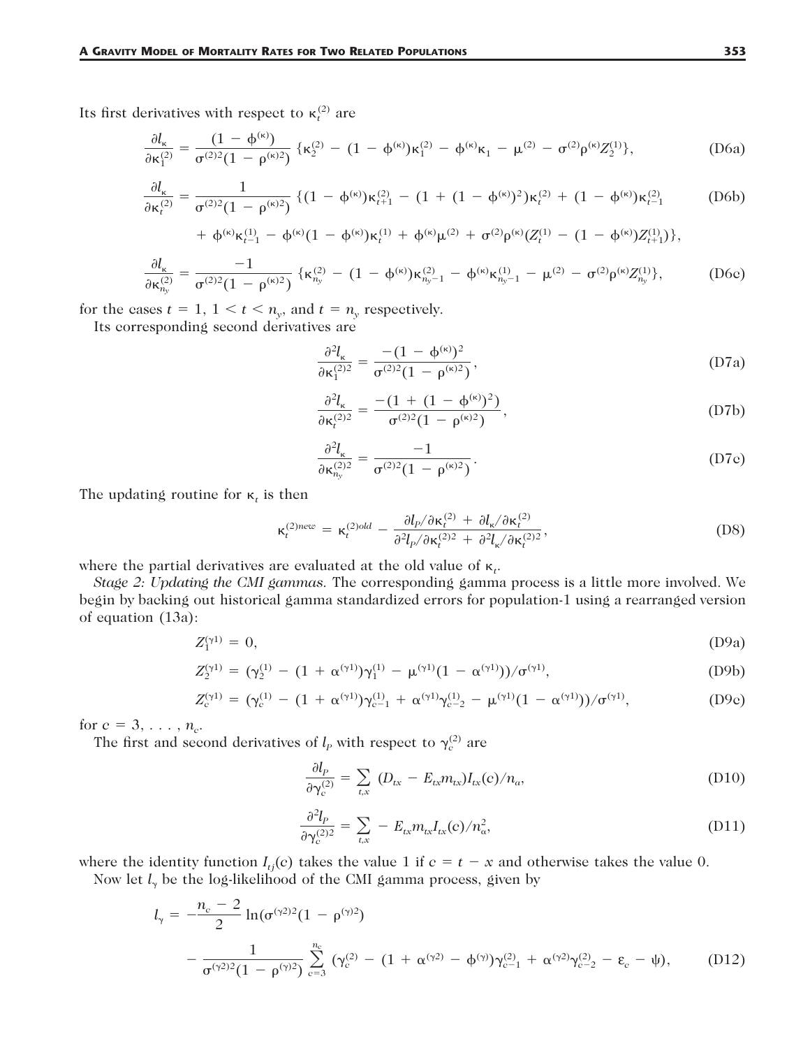Its first derivatives with respect to $\kappa_t^{(2)}$ are

$$\frac{\partial l_\kappa}{\partial \kappa_1^{(2)}} = \frac{(1-\phi^{(\kappa)})}{\sigma^{(2)2}(1-\rho^{(\kappa)2})}\{\kappa_2^{(2)} - (1-\phi^{(\kappa)})\kappa_1^{(2)} - \phi^{(\kappa)}\kappa_1 - \mu^{(2)} - \sigma^{(2)}\rho^{(\kappa)}Z_2^{(1)}\}, \tag{D6a}$$

$$\begin{aligned}\frac{\partial l_\kappa}{\partial \kappa_t^{(2)}} = \frac{1}{\sigma^{(2)2}(1-\rho^{(\kappa)2})}\{&(1-\phi^{(\kappa)})\kappa_{t+1}^{(2)} - (1+(1-\phi^{(\kappa)})^2)\kappa_t^{(2)} + (1-\phi^{(\kappa)})\kappa_{t-1}^{(2)} \\ &+ \phi^{(\kappa)}\kappa_{t-1}^{(1)} - \phi^{(\kappa)}(1-\phi^{(\kappa)})\kappa_t^{(1)} + \phi^{(\kappa)}\mu^{(2)} + \sigma^{(2)}\rho^{(\kappa)}(Z_t^{(1)} - (1-\phi^{(\kappa)})Z_{t+1}^{(1)})\},\end{aligned} \tag{D6b}$$

$$\frac{\partial l_\kappa}{\partial \kappa_{n_y}^{(2)}} = \frac{-1}{\sigma^{(2)2}(1-\rho^{(\kappa)2})}\{\kappa_{n_y}^{(2)} - (1-\phi^{(\kappa)})\kappa_{n_y-1}^{(2)} - \phi^{(\kappa)}\kappa_{n_y-1}^{(1)} - \mu^{(2)} - \sigma^{(2)}\rho^{(\kappa)}Z_{n_y}^{(1)}\}, \tag{D6c}$$

for the cases $t = 1$, $1 < t < n_y$, and $t = n_y$ respectively.

Its corresponding second derivatives are

$$\frac{\partial^2 l_\kappa}{\partial \kappa_1^{(2)2}} = \frac{-(1-\phi^{(\kappa)})^2}{\sigma^{(2)2}(1-\rho^{(\kappa)2})}, \tag{D7a}$$

$$\frac{\partial^2 l_\kappa}{\partial \kappa_t^{(2)2}} = \frac{-(1+(1-\phi^{(\kappa)})^2)}{\sigma^{(2)2}(1-\rho^{(\kappa)2})}, \tag{D7b}$$

$$\frac{\partial^2 l_\kappa}{\partial \kappa_{n_y}^{(2)2}} = \frac{-1}{\sigma^{(2)2}(1-\rho^{(\kappa)2})}. \tag{D7c}$$

The updating routine for $\kappa_t$ is then

$$\kappa_t^{(2)new} = \kappa_t^{(2)old} - \frac{\partial l_P/\partial \kappa_t^{(2)} + \partial l_\kappa/\partial \kappa_t^{(2)}}{\partial^2 l_P/\partial \kappa_t^{(2)2} + \partial^2 l_\kappa/\partial \kappa_t^{(2)2}}, \tag{D8}$$

where the partial derivatives are evaluated at the old value of $\kappa_t$.

*Stage 2: Updating the CMI gammas.* The corresponding gamma process is a little more involved. We begin by backing out historical gamma standardized errors for population-1 using a rearranged version of equation (13a):

$$Z_1^{(\gamma 1)} = 0, \tag{D9a}$$

$$Z_2^{(\gamma 1)} = (\gamma_2^{(1)} - (1+\alpha^{(\gamma 1)})\gamma_1^{(1)} - \mu^{(\gamma 1)}(1-\alpha^{(\gamma 1)}))/\sigma^{(\gamma 1)}, \tag{D9b}$$

$$Z_c^{(\gamma 1)} = (\gamma_c^{(1)} - (1+\alpha^{(\gamma 1)})\gamma_{c-1}^{(1)} + \alpha^{(\gamma 1)}\gamma_{c-2}^{(1)} - \mu^{(\gamma 1)}(1-\alpha^{(\gamma 1)}))/\sigma^{(\gamma 1)}, \tag{D9c}$$

for $c = 3, \ldots, n_c$.

The first and second derivatives of $l_P$ with respect to $\gamma_c^{(2)}$ are

$$\frac{\partial l_P}{\partial \gamma_c^{(2)}} = \sum_{t,x} (D_{tx} - E_{tx}m_{tx})I_{tx}(c)/n_a, \tag{D10}$$

$$\frac{\partial^2 l_P}{\partial \gamma_c^{(2)2}} = \sum_{t,x} -E_{tx}m_{tx}I_{tx}(c)/n_\alpha^2, \tag{D11}$$

where the identity function $I_{tj}(c)$ takes the value 1 if $c = t - x$ and otherwise takes the value 0.

Now let $l_\gamma$ be the log-likelihood of the CMI gamma process, given by

$$\begin{aligned}l_\gamma = &-\frac{n_c-2}{2}\ln(\sigma^{(\gamma 2)2}(1-\rho^{(\gamma)2})) \\ &- \frac{1}{\sigma^{(\gamma 2)2}(1-\rho^{(\gamma)2})}\sum_{c=3}^{n_c}(\gamma_c^{(2)} - (1+\alpha^{(\gamma 2)} - \phi^{(\gamma)})\gamma_{c-1}^{(2)} + \alpha^{(\gamma 2)}\gamma_{c-2}^{(2)} - \varepsilon_c - \psi),\end{aligned} \tag{D12}$$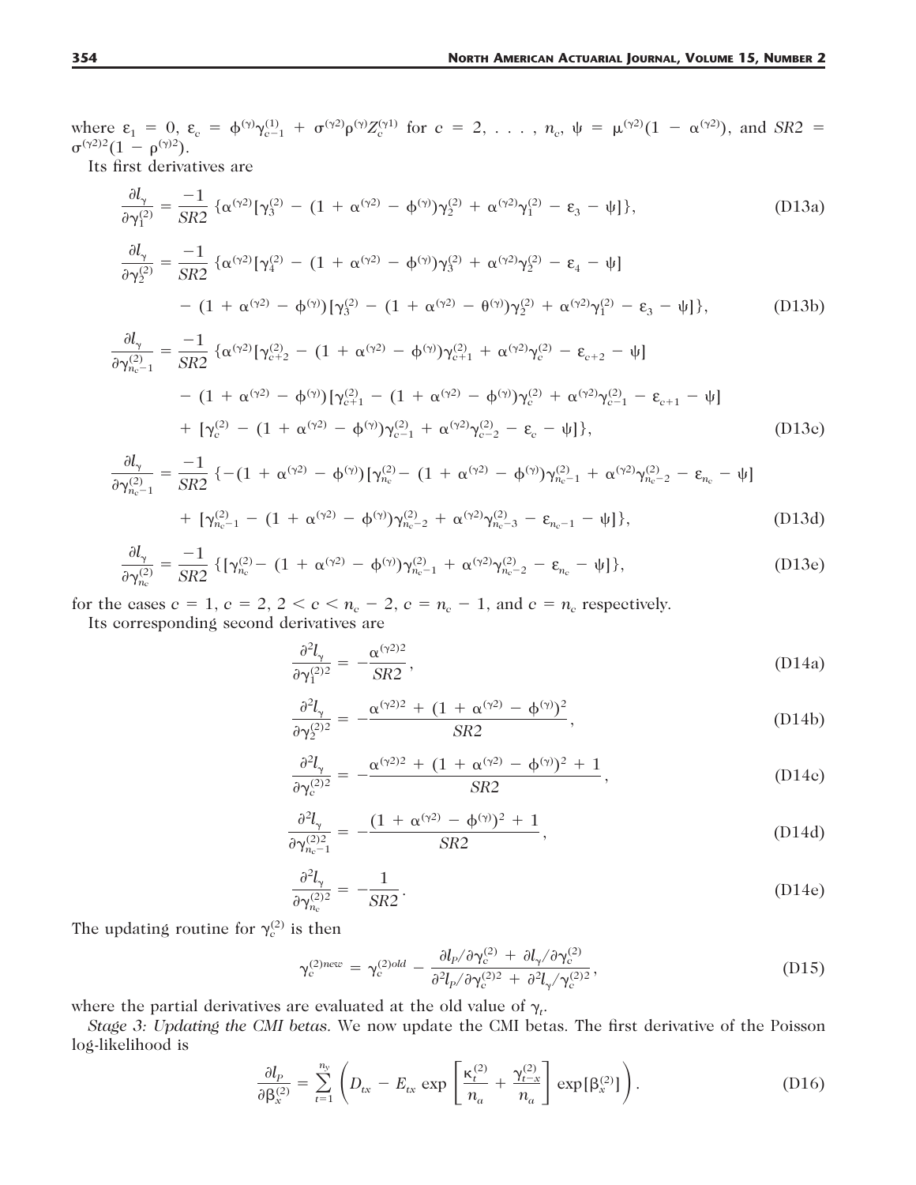where $\varepsilon_1 = 0$, $\varepsilon_c = \phi^{(\gamma)}\gamma_{c-1}^{(1)} + \sigma^{(\gamma 2)}\rho^{(\gamma)}Z_c^{(\gamma 1)}$ for $c = 2, \ldots, n_c$, $\psi = \mu^{(\gamma 2)}(1 - \alpha^{(\gamma 2)})$, and $SR2 = \sigma^{(\gamma 2)2}(1 - \rho^{(\gamma)2})$.

Its first derivatives are

$$\frac{\partial l_\gamma}{\partial \gamma_1^{(2)}} = \frac{-1}{SR2}\{\alpha^{(\gamma 2)}[\gamma_3^{(2)} - (1 + \alpha^{(\gamma 2)} - \phi^{(\gamma)})\gamma_2^{(2)} + \alpha^{(\gamma 2)}\gamma_1^{(2)} - \varepsilon_3 - \psi]\}, \tag{D13a}$$

$$\begin{aligned}\frac{\partial l_\gamma}{\partial \gamma_2^{(2)}} = \frac{-1}{SR2}\{&\alpha^{(\gamma 2)}[\gamma_4^{(2)} - (1 + \alpha^{(\gamma 2)} - \phi^{(\gamma)})\gamma_3^{(2)} + \alpha^{(\gamma 2)}\gamma_2^{(2)} - \varepsilon_4 - \psi] \\ &- (1 + \alpha^{(\gamma 2)} - \phi^{(\gamma)})[\gamma_3^{(2)} - (1 + \alpha^{(\gamma 2)} - \theta^{(\gamma)})\gamma_2^{(2)} + \alpha^{(\gamma 2)}\gamma_1^{(2)} - \varepsilon_3 - \psi]\},\end{aligned} \tag{D13b}$$

$$\begin{aligned}\frac{\partial l_\gamma}{\partial \gamma_{n_c-1}^{(2)}} = \frac{-1}{SR2}\{&\alpha^{(\gamma 2)}[\gamma_{c+2}^{(2)} - (1 + \alpha^{(\gamma 2)} - \phi^{(\gamma)})\gamma_{c+1}^{(2)} + \alpha^{(\gamma 2)}\gamma_c^{(2)} - \varepsilon_{c+2} - \psi] \\ &- (1 + \alpha^{(\gamma 2)} - \phi^{(\gamma)})[\gamma_{c+1}^{(2)} - (1 + \alpha^{(\gamma 2)} - \phi^{(\gamma)})\gamma_c^{(2)} + \alpha^{(\gamma 2)}\gamma_{c-1}^{(2)} - \varepsilon_{c+1} - \psi] \\ &+ [\gamma_c^{(2)} - (1 + \alpha^{(\gamma 2)} - \phi^{(\gamma)})\gamma_{c-1}^{(2)} + \alpha^{(\gamma 2)}\gamma_{c-2}^{(2)} - \varepsilon_c - \psi]\},\end{aligned} \tag{D13c}$$

$$\begin{aligned}\frac{\partial l_\gamma}{\partial \gamma_{n_c-1}^{(2)}} = \frac{-1}{SR2}\{&-(1 + \alpha^{(\gamma 2)} - \phi^{(\gamma)})[\gamma_{n_c}^{(2)} - (1 + \alpha^{(\gamma 2)} - \phi^{(\gamma)})\gamma_{n_c-1}^{(2)} + \alpha^{(\gamma 2)}\gamma_{n_c-2}^{(2)} - \varepsilon_{n_c} - \psi] \\ &+ [\gamma_{n_c-1}^{(2)} - (1 + \alpha^{(\gamma 2)} - \phi^{(\gamma)})\gamma_{n_c-2}^{(2)} + \alpha^{(\gamma 2)}\gamma_{n_c-3}^{(2)} - \varepsilon_{n_c-1} - \psi]\},\end{aligned} \tag{D13d}$$

$$\frac{\partial l_\gamma}{\partial \gamma_{n_c}^{(2)}} = \frac{-1}{SR2}\{[\gamma_{n_c}^{(2)} - (1 + \alpha^{(\gamma 2)} - \phi^{(\gamma)})\gamma_{n_c-1}^{(2)} + \alpha^{(\gamma 2)}\gamma_{n_c-2}^{(2)} - \varepsilon_{n_c} - \psi]\}, \tag{D13e}$$

for the cases $c = 1$, $c = 2$, $2 < c < n_c - 2$, $c = n_c - 1$, and $c = n_c$ respectively.

Its corresponding second derivatives are

$$\frac{\partial^2 l_\gamma}{\partial \gamma_1^{(2)2}} = -\frac{\alpha^{(\gamma 2)2}}{SR2}, \tag{D14a}$$

$$\frac{\partial^2 l_\gamma}{\partial \gamma_2^{(2)2}} = -\frac{\alpha^{(\gamma 2)2} + (1 + \alpha^{(\gamma 2)} - \phi^{(\gamma)})^2}{SR2}, \tag{D14b}$$

$$\frac{\partial^2 l_\gamma}{\partial \gamma_c^{(2)2}} = -\frac{\alpha^{(\gamma 2)2} + (1 + \alpha^{(\gamma 2)} - \phi^{(\gamma)})^2 + 1}{SR2}, \tag{D14c}$$

$$\frac{\partial^2 l_\gamma}{\partial \gamma_{n_c-1}^{(2)2}} = -\frac{(1 + \alpha^{(\gamma 2)} - \phi^{(\gamma)})^2 + 1}{SR2}, \tag{D14d}$$

$$\frac{\partial^2 l_\gamma}{\partial \gamma_{n_c}^{(2)2}} = -\frac{1}{SR2}. \tag{D14e}$$

The updating routine for $\gamma_c^{(2)}$ is then

$$\gamma_c^{(2)new} = \gamma_c^{(2)old} - \frac{\partial l_P/\partial \gamma_c^{(2)} + \partial l_\gamma/\partial \gamma_c^{(2)}}{\partial^2 l_P/\partial \gamma_c^{(2)2} + \partial^2 l_\gamma/\gamma_c^{(2)2}}, \tag{D15}$$

where the partial derivatives are evaluated at the old value of $\gamma_t$.

*Stage 3: Updating the CMI betas.* We now update the CMI betas. The first derivative of the Poisson log-likelihood is

$$\frac{\partial l_P}{\partial \beta_x^{(2)}} = \sum_{t=1}^{n_y}\left(D_{tx} - E_{tx}\exp\left[\frac{\kappa_t^{(2)}}{n_a} + \frac{\gamma_{t-x}^{(2)}}{n_a}\right]\exp[\beta_x^{(2)}]\right). \tag{D16}$$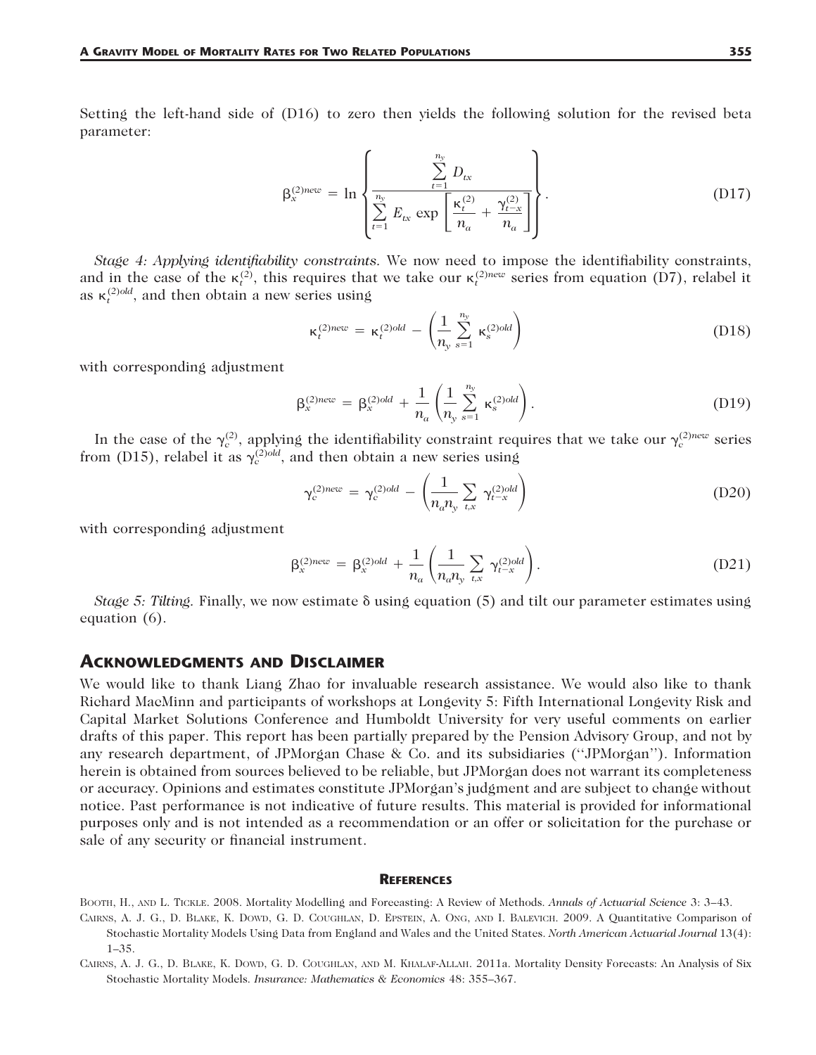Setting the left-hand side of (D16) to zero then yields the following solution for the revised beta parameter:

$$\beta_x^{(2)new} = \ln \left\{ \frac{\sum_{t=1}^{n_y} D_{tx}}{\sum_{t=1}^{n_y} E_{tx} \exp\left[ \frac{\kappa_t^{(2)}}{n_a} + \frac{\gamma_{t-x}^{(2)}}{n_a} \right]} \right\}. \tag{D17}$$

*Stage 4: Applying identifiability constraints.* We now need to impose the identifiability constraints, and in the case of the $\kappa_t^{(2)}$, this requires that we take our $\kappa_t^{(2)new}$ series from equation (D7), relabel it as $\kappa_t^{(2)old}$, and then obtain a new series using

$$\kappa_t^{(2)new} = \kappa_t^{(2)old} - \left( \frac{1}{n_y} \sum_{s=1}^{n_y} \kappa_s^{(2)old} \right) \tag{D18}$$

with corresponding adjustment

$$\beta_x^{(2)new} = \beta_x^{(2)old} + \frac{1}{n_a} \left( \frac{1}{n_y} \sum_{s=1}^{n_y} \kappa_s^{(2)old} \right). \tag{D19}$$

In the case of the $\gamma_c^{(2)}$, applying the identifiability constraint requires that we take our $\gamma_c^{(2)new}$ series from (D15), relabel it as $\gamma_c^{(2)old}$, and then obtain a new series using

$$\gamma_c^{(2)new} = \gamma_c^{(2)old} - \left( \frac{1}{n_a n_y} \sum_{t,x} \gamma_{t-x}^{(2)old} \right) \tag{D20}$$

with corresponding adjustment

$$\beta_x^{(2)new} = \beta_x^{(2)old} + \frac{1}{n_a} \left( \frac{1}{n_a n_y} \sum_{t,x} \gamma_{t-x}^{(2)old} \right). \tag{D21}$$

*Stage 5: Tilting.* Finally, we now estimate $\delta$ using equation (5) and tilt our parameter estimates using equation (6).

## Acknowledgments and Disclaimer

We would like to thank Liang Zhao for invaluable research assistance. We would also like to thank Richard MacMinn and participants of workshops at Longevity 5: Fifth International Longevity Risk and Capital Market Solutions Conference and Humboldt University for very useful comments on earlier drafts of this paper. This report has been partially prepared by the Pension Advisory Group, and not by any research department, of JPMorgan Chase & Co. and its subsidiaries (''JPMorgan''). Information herein is obtained from sources believed to be reliable, but JPMorgan does not warrant its completeness or accuracy. Opinions and estimates constitute JPMorgan's judgment and are subject to change without notice. Past performance is not indicative of future results. This material is provided for informational purposes only and is not intended as a recommendation or an offer or solicitation for the purchase or sale of any security or financial instrument.

## References

Booth, H., and L. Tickle. 2008. Mortality Modelling and Forecasting: A Review of Methods. *Annals of Actuarial Science* 3: 3–43.

Cairns, A. J. G., D. Blake, K. Dowd, G. D. Coughlan, D. Epstein, A. Ong, and I. Balevich. 2009. A Quantitative Comparison of Stochastic Mortality Models Using Data from England and Wales and the United States. *North American Actuarial Journal* 13(4): 1–35.

Cairns, A. J. G., D. Blake, K. Dowd, G. D. Coughlan, and M. Khalaf-Allah. 2011a. Mortality Density Forecasts: An Analysis of Six Stochastic Mortality Models. *Insurance: Mathematics & Economics* 48: 355–367.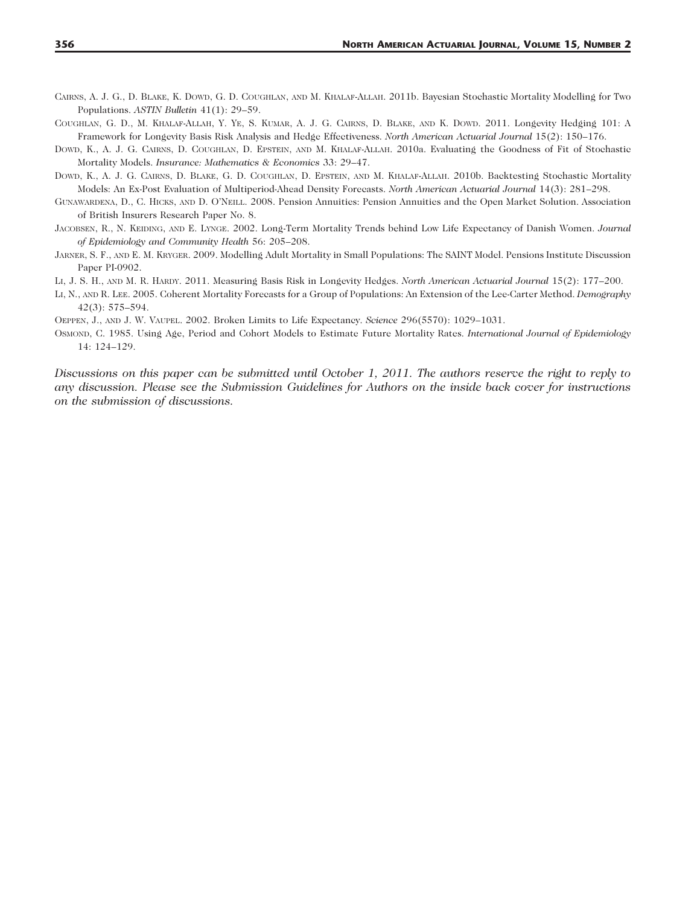Cairns, A. J. G., D. Blake, K. Dowd, G. D. Coughlan, and M. Khalaf-Allah. 2011b. Bayesian Stochastic Mortality Modelling for Two Populations. *ASTIN Bulletin* 41(1): 29–59.

Coughlan, G. D., M. Khalaf-Allah, Y. Ye, S. Kumar, A. J. G. Cairns, D. Blake, and K. Dowd. 2011. Longevity Hedging 101: A Framework for Longevity Basis Risk Analysis and Hedge Effectiveness. *North American Actuarial Journal* 15(2): 150–176.

Dowd, K., A. J. G. Cairns, D. Coughlan, D. Epstein, and M. Khalaf-Allah. 2010a. Evaluating the Goodness of Fit of Stochastic Mortality Models. *Insurance: Mathematics & Economics* 33: 29–47.

Dowd, K., A. J. G. Cairns, D. Blake, G. D. Coughlan, D. Epstein, and M. Khalaf-Allah. 2010b. Backtesting Stochastic Mortality Models: An Ex-Post Evaluation of Multiperiod-Ahead Density Forecasts. *North American Actuarial Journal* 14(3): 281–298.

Gunawardena, D., C. Hicks, and D. O'Neill. 2008. Pension Annuities: Pension Annuities and the Open Market Solution. Association of British Insurers Research Paper No. 8.

Jacobsen, R., N. Keiding, and E. Lynge. 2002. Long-Term Mortality Trends behind Low Life Expectancy of Danish Women. *Journal of Epidemiology and Community Health* 56: 205–208.

Jarner, S. F., and E. M. Kryger. 2009. Modelling Adult Mortality in Small Populations: The SAINT Model. Pensions Institute Discussion Paper PI-0902.

Li, J. S. H., and M. R. Hardy. 2011. Measuring Basis Risk in Longevity Hedges. *North American Actuarial Journal* 15(2): 177–200.

Li, N., and R. Lee. 2005. Coherent Mortality Forecasts for a Group of Populations: An Extension of the Lee-Carter Method. *Demography* 42(3): 575–594.

Oeppen, J., and J. W. Vaupel. 2002. Broken Limits to Life Expectancy. *Science* 296(5570): 1029–1031.

Osmond, C. 1985. Using Age, Period and Cohort Models to Estimate Future Mortality Rates. *International Journal of Epidemiology* 14: 124–129.

*Discussions on this paper can be submitted until October 1, 2011. The authors reserve the right to reply to any discussion. Please see the Submission Guidelines for Authors on the inside back cover for instructions on the submission of discussions.*